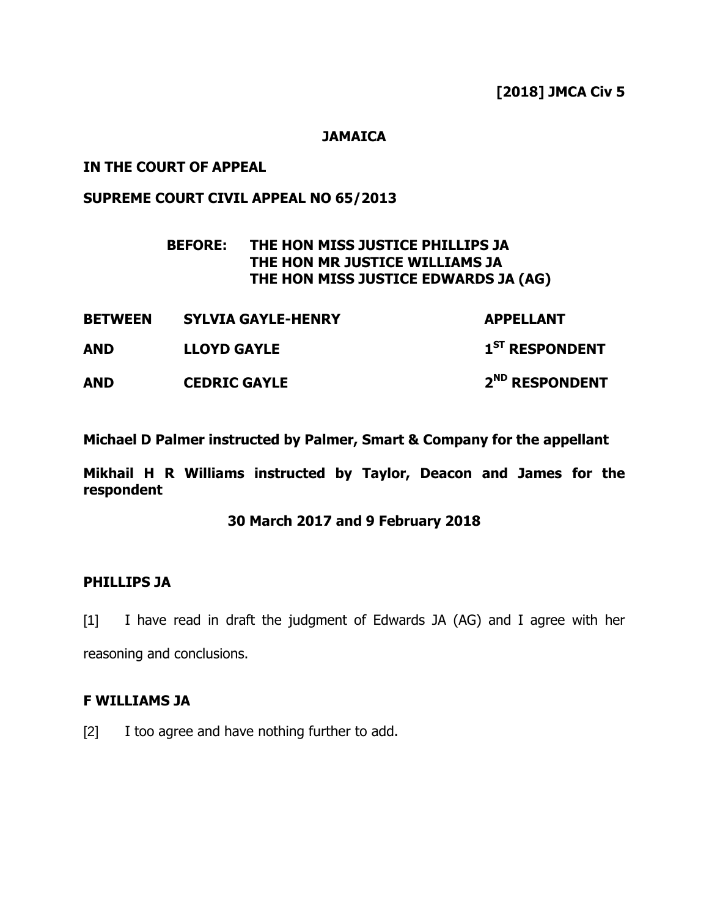**[2018] JMCA Civ 5**

**JAMAICA**

**IN THE COURT OF APPEAL**

**SUPREME COURT CIVIL APPEAL NO 65/2013**

**BEFORE: THE HON MISS JUSTICE PHILLIPS JA**
**THE HON MR JUSTICE WILLIAMS JA**
**THE HON MISS JUSTICE EDWARDS JA (AG)**

| | | |
|---|---|---|
| **BETWEEN** | **SYLVIA GAYLE-HENRY** | **APPELLANT** |
| **AND** | **LLOYD GAYLE** | **1ST RESPONDENT** |
| **AND** | **CEDRIC GAYLE** | **2ND RESPONDENT** |

**Michael D Palmer instructed by Palmer, Smart & Company for the appellant**

**Mikhail H R Williams instructed by Taylor, Deacon and James for the respondent**

**30 March 2017 and 9 February 2018**

## PHILLIPS JA

[1] I have read in draft the judgment of Edwards JA (AG) and I agree with her reasoning and conclusions.

## F WILLIAMS JA

[2] I too agree and have nothing further to add.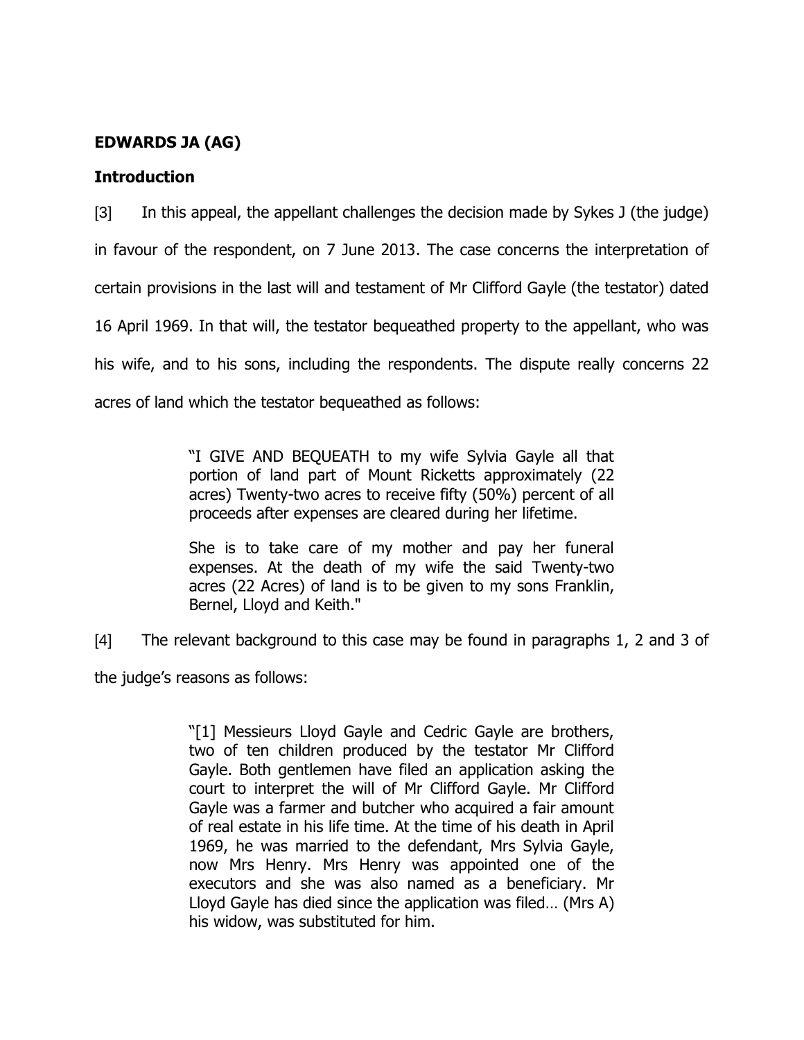**EDWARDS JA (AG)**

**Introduction**

[3] In this appeal, the appellant challenges the decision made by Sykes J (the judge) in favour of the respondent, on 7 June 2013. The case concerns the interpretation of certain provisions in the last will and testament of Mr Clifford Gayle (the testator) dated 16 April 1969. In that will, the testator bequeathed property to the appellant, who was his wife, and to his sons, including the respondents. The dispute really concerns 22 acres of land which the testator bequeathed as follows:

> "I GIVE AND BEQUEATH to my wife Sylvia Gayle all that portion of land part of Mount Ricketts approximately (22 acres) Twenty-two acres to receive fifty (50%) percent of all proceeds after expenses are cleared during her lifetime.
>
> She is to take care of my mother and pay her funeral expenses. At the death of my wife the said Twenty-two acres (22 Acres) of land is to be given to my sons Franklin, Bernel, Lloyd and Keith."

[4] The relevant background to this case may be found in paragraphs 1, 2 and 3 of the judge's reasons as follows:

> "[1] Messieurs Lloyd Gayle and Cedric Gayle are brothers, two of ten children produced by the testator Mr Clifford Gayle. Both gentlemen have filed an application asking the court to interpret the will of Mr Clifford Gayle. Mr Clifford Gayle was a farmer and butcher who acquired a fair amount of real estate in his life time. At the time of his death in April 1969, he was married to the defendant, Mrs Sylvia Gayle, now Mrs Henry. Mrs Henry was appointed one of the executors and she was also named as a beneficiary. Mr Lloyd Gayle has died since the application was filed… (Mrs A) his widow, was substituted for him.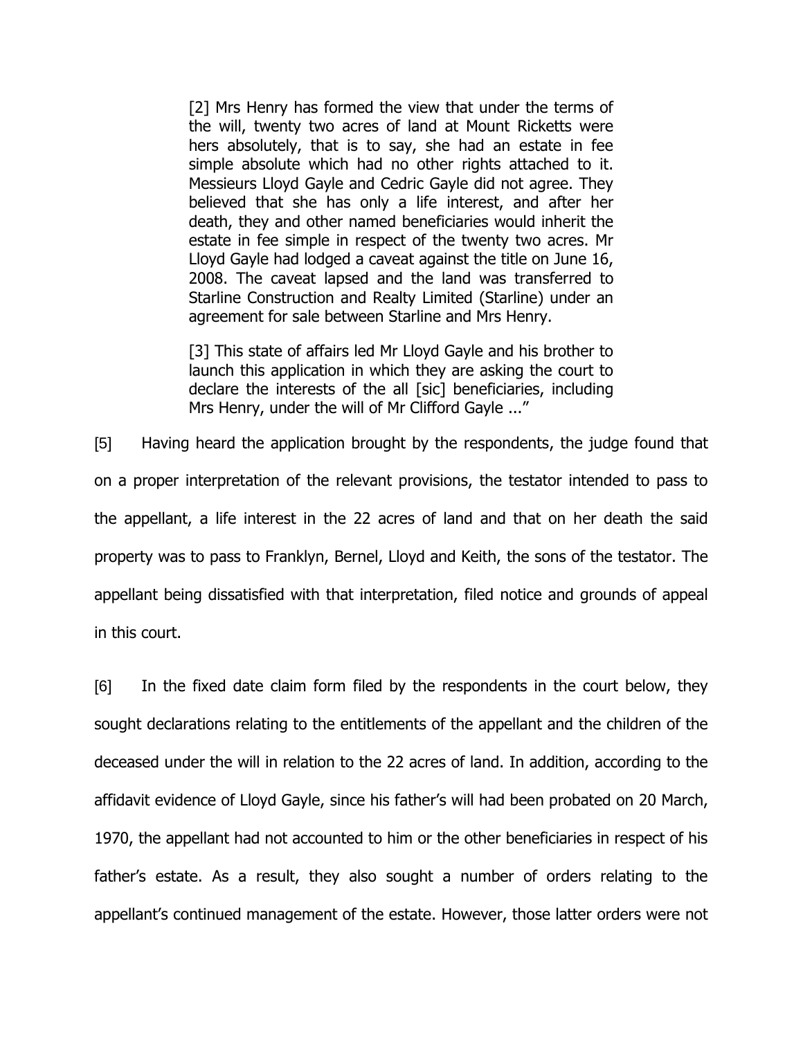> [2] Mrs Henry has formed the view that under the terms of the will, twenty two acres of land at Mount Ricketts were hers absolutely, that is to say, she had an estate in fee simple absolute which had no other rights attached to it. Messieurs Lloyd Gayle and Cedric Gayle did not agree. They believed that she has only a life interest, and after her death, they and other named beneficiaries would inherit the estate in fee simple in respect of the twenty two acres. Mr Lloyd Gayle had lodged a caveat against the title on June 16, 2008. The caveat lapsed and the land was transferred to Starline Construction and Realty Limited (Starline) under an agreement for sale between Starline and Mrs Henry.
>
> [3] This state of affairs led Mr Lloyd Gayle and his brother to launch this application in which they are asking the court to declare the interests of the all [sic] beneficiaries, including Mrs Henry, under the will of Mr Clifford Gayle ..."

[5] Having heard the application brought by the respondents, the judge found that on a proper interpretation of the relevant provisions, the testator intended to pass to the appellant, a life interest in the 22 acres of land and that on her death the said property was to pass to Franklyn, Bernel, Lloyd and Keith, the sons of the testator. The appellant being dissatisfied with that interpretation, filed notice and grounds of appeal in this court.

[6] In the fixed date claim form filed by the respondents in the court below, they sought declarations relating to the entitlements of the appellant and the children of the deceased under the will in relation to the 22 acres of land. In addition, according to the affidavit evidence of Lloyd Gayle, since his father's will had been probated on 20 March, 1970, the appellant had not accounted to him or the other beneficiaries in respect of his father's estate. As a result, they also sought a number of orders relating to the appellant's continued management of the estate. However, those latter orders were not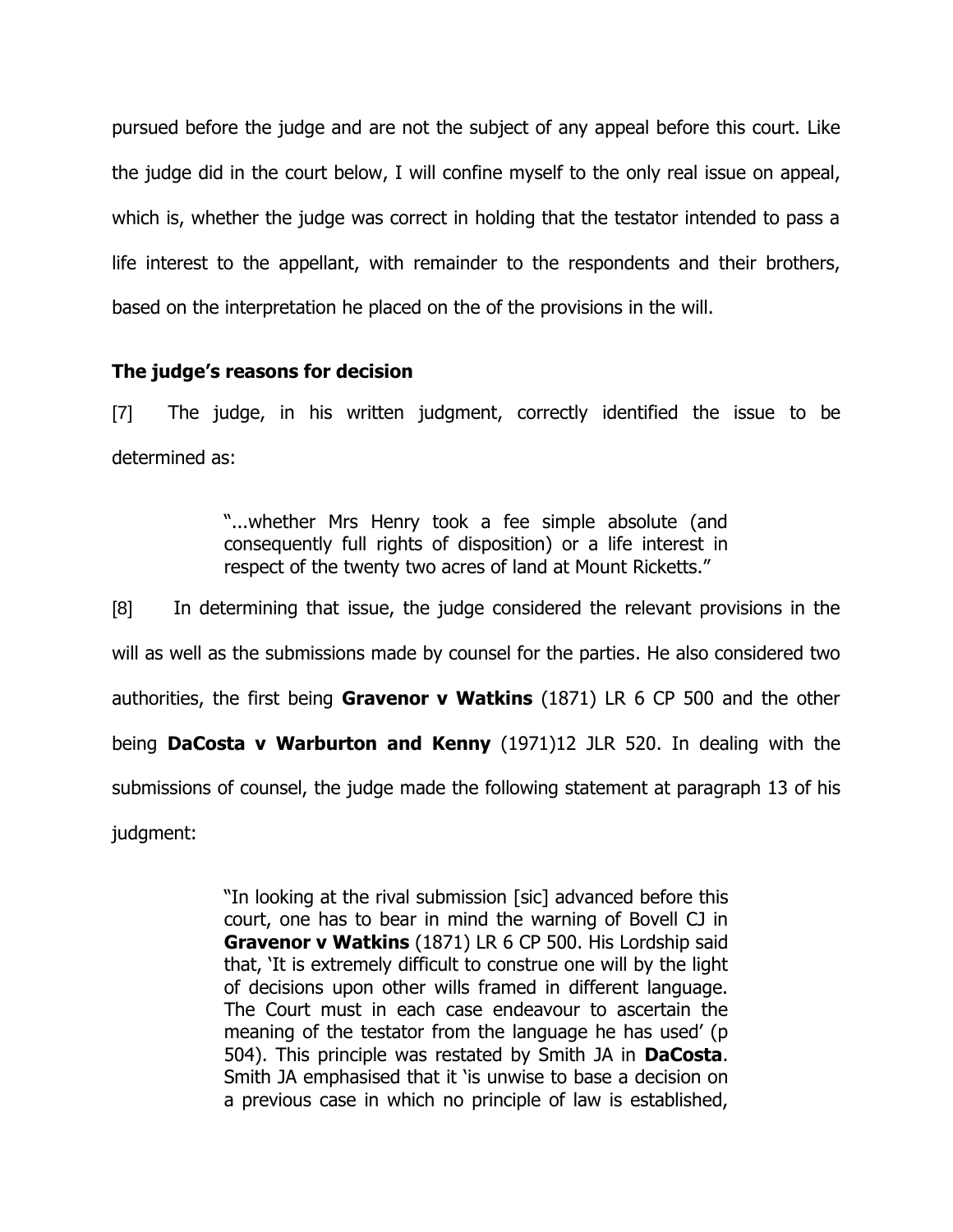pursued before the judge and are not the subject of any appeal before this court. Like the judge did in the court below, I will confine myself to the only real issue on appeal, which is, whether the judge was correct in holding that the testator intended to pass a life interest to the appellant, with remainder to the respondents and their brothers, based on the interpretation he placed on the of the provisions in the will.

### The judge's reasons for decision

[7] The judge, in his written judgment, correctly identified the issue to be determined as:

> "...whether Mrs Henry took a fee simple absolute (and consequently full rights of disposition) or a life interest in respect of the twenty two acres of land at Mount Ricketts."

[8] In determining that issue, the judge considered the relevant provisions in the will as well as the submissions made by counsel for the parties. He also considered two authorities, the first being **Gravenor v Watkins** (1871) LR 6 CP 500 and the other being **DaCosta v Warburton and Kenny** (1971)12 JLR 520. In dealing with the submissions of counsel, the judge made the following statement at paragraph 13 of his judgment:

> "In looking at the rival submission [sic] advanced before this court, one has to bear in mind the warning of Bovell CJ in **Gravenor v Watkins** (1871) LR 6 CP 500. His Lordship said that, 'It is extremely difficult to construe one will by the light of decisions upon other wills framed in different language. The Court must in each case endeavour to ascertain the meaning of the testator from the language he has used' (p 504). This principle was restated by Smith JA in **DaCosta**. Smith JA emphasised that it 'is unwise to base a decision on a previous case in which no principle of law is established,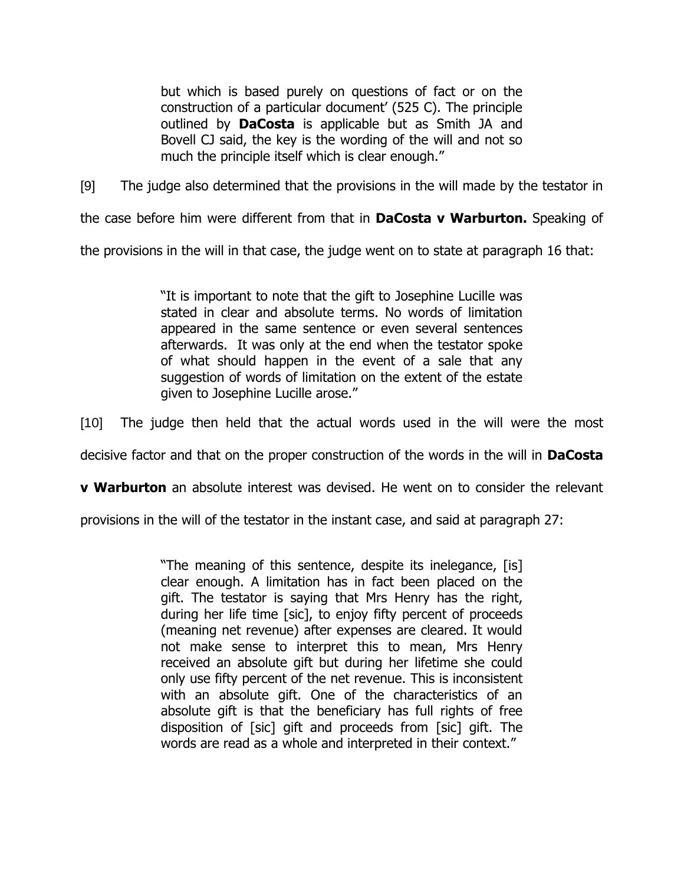> but which is based purely on questions of fact or on the construction of a particular document' (525 C). The principle outlined by **DaCosta** is applicable but as Smith JA and Bovell CJ said, the key is the wording of the will and not so much the principle itself which is clear enough."

[9] The judge also determined that the provisions in the will made by the testator in the case before him were different from that in **DaCosta v Warburton.** Speaking of the provisions in the will in that case, the judge went on to state at paragraph 16 that:

> "It is important to note that the gift to Josephine Lucille was stated in clear and absolute terms. No words of limitation appeared in the same sentence or even several sentences afterwards. It was only at the end when the testator spoke of what should happen in the event of a sale that any suggestion of words of limitation on the extent of the estate given to Josephine Lucille arose."

[10] The judge then held that the actual words used in the will were the most decisive factor and that on the proper construction of the words in the will in **DaCosta v Warburton** an absolute interest was devised. He went on to consider the relevant provisions in the will of the testator in the instant case, and said at paragraph 27:

> "The meaning of this sentence, despite its inelegance, [is] clear enough. A limitation has in fact been placed on the gift. The testator is saying that Mrs Henry has the right, during her life time [sic], to enjoy fifty percent of proceeds (meaning net revenue) after expenses are cleared. It would not make sense to interpret this to mean, Mrs Henry received an absolute gift but during her lifetime she could only use fifty percent of the net revenue. This is inconsistent with an absolute gift. One of the characteristics of an absolute gift is that the beneficiary has full rights of free disposition of [sic] gift and proceeds from [sic] gift. The words are read as a whole and interpreted in their context."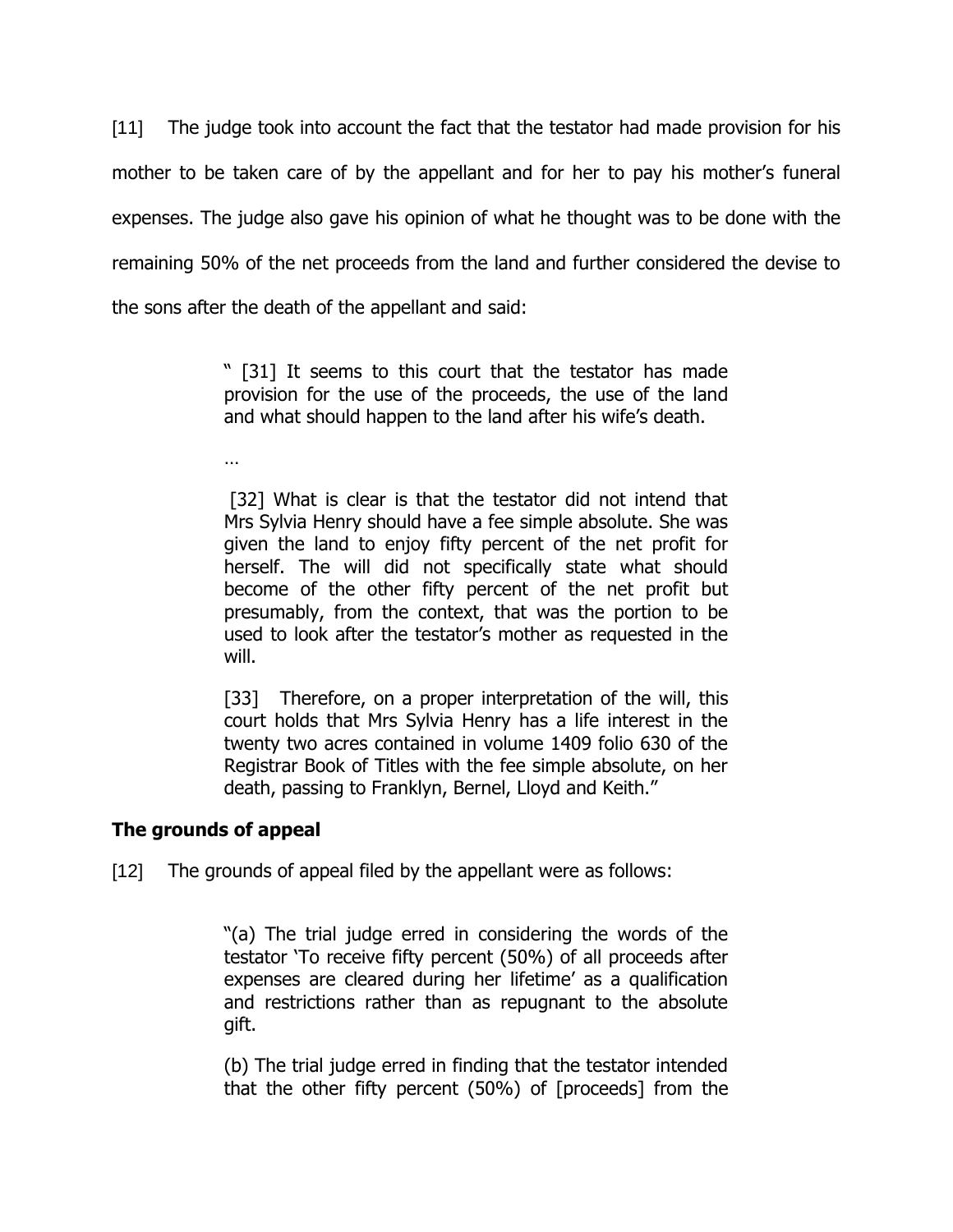[11] The judge took into account the fact that the testator had made provision for his mother to be taken care of by the appellant and for her to pay his mother's funeral expenses. The judge also gave his opinion of what he thought was to be done with the remaining 50% of the net proceeds from the land and further considered the devise to the sons after the death of the appellant and said:

> " [31] It seems to this court that the testator has made provision for the use of the proceeds, the use of the land and what should happen to the land after his wife's death.
>
> …
>
> [32] What is clear is that the testator did not intend that Mrs Sylvia Henry should have a fee simple absolute. She was given the land to enjoy fifty percent of the net profit for herself. The will did not specifically state what should become of the other fifty percent of the net profit but presumably, from the context, that was the portion to be used to look after the testator's mother as requested in the will.
>
> [33] Therefore, on a proper interpretation of the will, this court holds that Mrs Sylvia Henry has a life interest in the twenty two acres contained in volume 1409 folio 630 of the Registrar Book of Titles with the fee simple absolute, on her death, passing to Franklyn, Bernel, Lloyd and Keith."

## The grounds of appeal

[12] The grounds of appeal filed by the appellant were as follows:

> "(a) The trial judge erred in considering the words of the testator 'To receive fifty percent (50%) of all proceeds after expenses are cleared during her lifetime' as a qualification and restrictions rather than as repugnant to the absolute gift.
>
> (b) The trial judge erred in finding that the testator intended that the other fifty percent (50%) of [proceeds] from the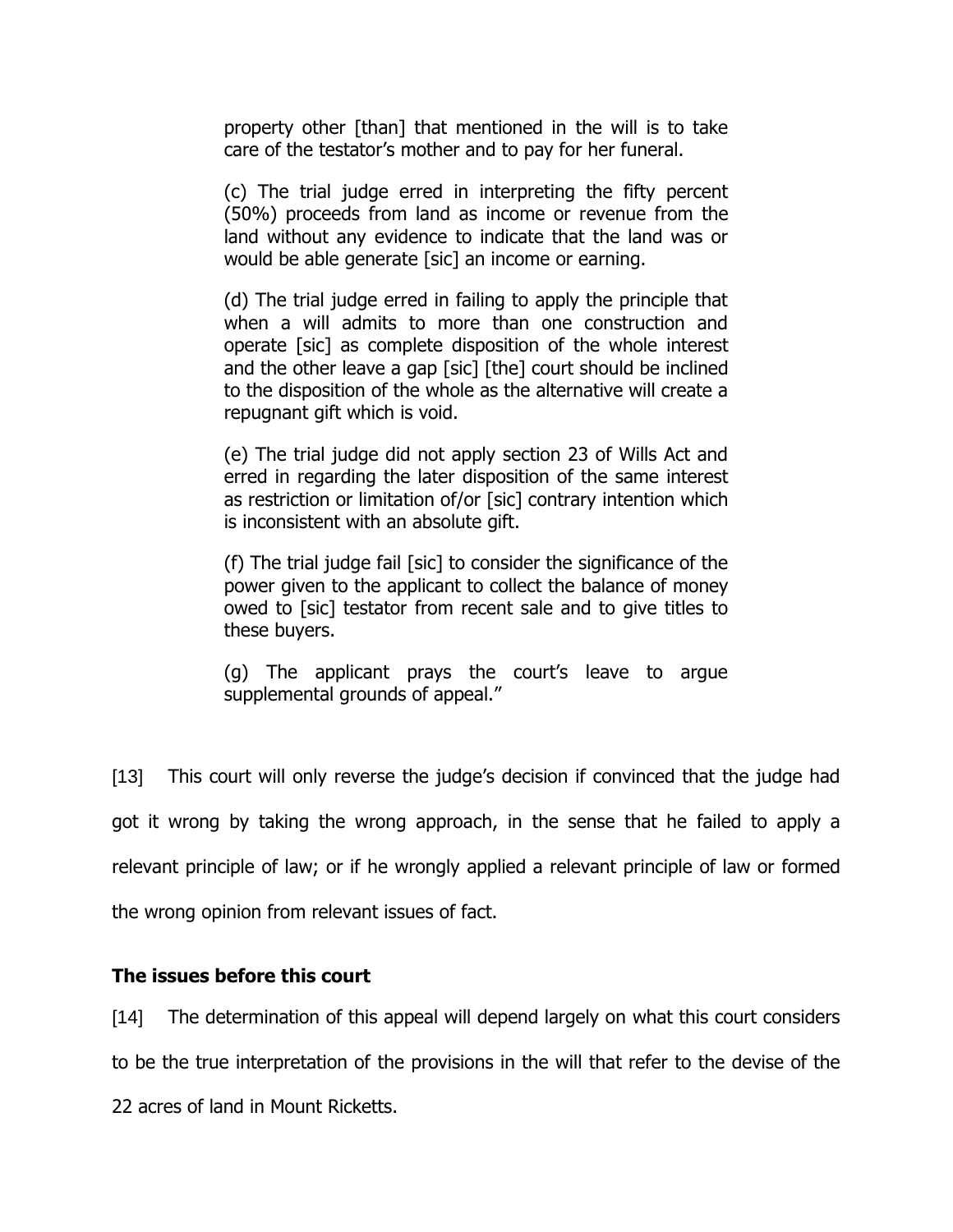property other [than] that mentioned in the will is to take care of the testator's mother and to pay for her funeral.

(c) The trial judge erred in interpreting the fifty percent (50%) proceeds from land as income or revenue from the land without any evidence to indicate that the land was or would be able generate [sic] an income or earning.

(d) The trial judge erred in failing to apply the principle that when a will admits to more than one construction and operate [sic] as complete disposition of the whole interest and the other leave a gap [sic] [the] court should be inclined to the disposition of the whole as the alternative will create a repugnant gift which is void.

(e) The trial judge did not apply section 23 of Wills Act and erred in regarding the later disposition of the same interest as restriction or limitation of/or [sic] contrary intention which is inconsistent with an absolute gift.

(f) The trial judge fail [sic] to consider the significance of the power given to the applicant to collect the balance of money owed to [sic] testator from recent sale and to give titles to these buyers.

(g) The applicant prays the court's leave to argue supplemental grounds of appeal."

[13] This court will only reverse the judge's decision if convinced that the judge had got it wrong by taking the wrong approach, in the sense that he failed to apply a relevant principle of law; or if he wrongly applied a relevant principle of law or formed the wrong opinion from relevant issues of fact.

## The issues before this court

[14] The determination of this appeal will depend largely on what this court considers to be the true interpretation of the provisions in the will that refer to the devise of the 22 acres of land in Mount Ricketts.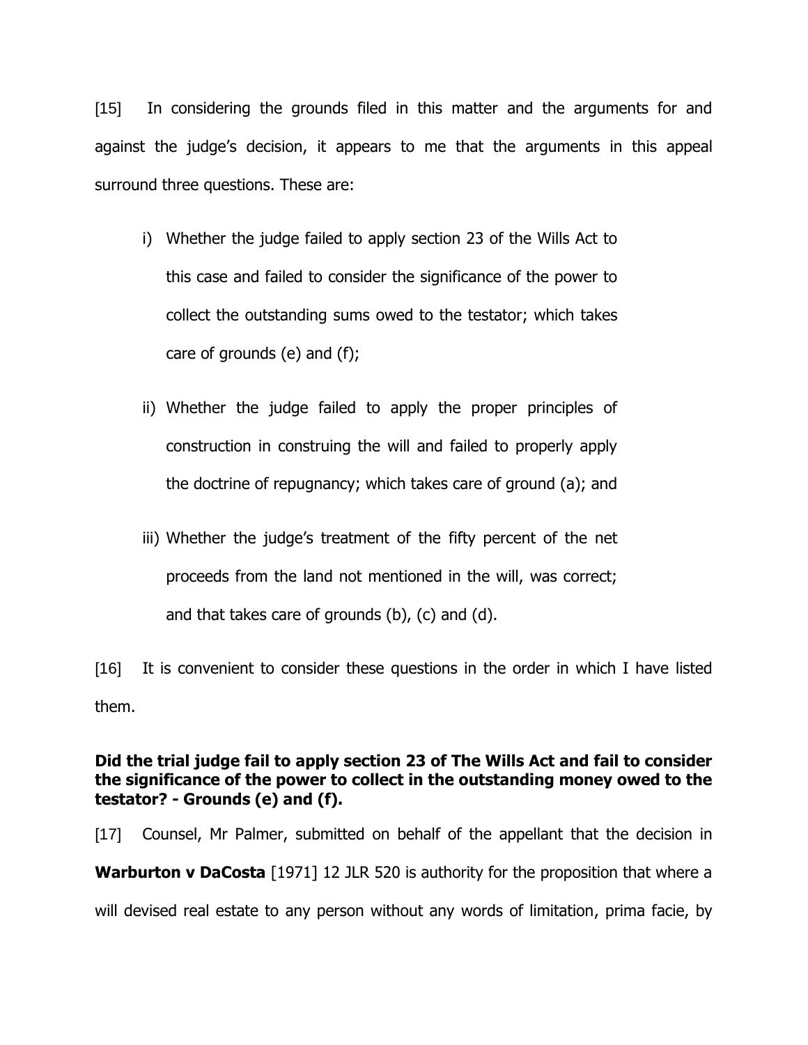[15] In considering the grounds filed in this matter and the arguments for and against the judge's decision, it appears to me that the arguments in this appeal surround three questions. These are:

i) Whether the judge failed to apply section 23 of the Wills Act to this case and failed to consider the significance of the power to collect the outstanding sums owed to the testator; which takes care of grounds (e) and (f);

ii) Whether the judge failed to apply the proper principles of construction in construing the will and failed to properly apply the doctrine of repugnancy; which takes care of ground (a); and

iii) Whether the judge's treatment of the fifty percent of the net proceeds from the land not mentioned in the will, was correct; and that takes care of grounds (b), (c) and (d).

[16] It is convenient to consider these questions in the order in which I have listed them.

**Did the trial judge fail to apply section 23 of The Wills Act and fail to consider the significance of the power to collect in the outstanding money owed to the testator? - Grounds (e) and (f).**

[17] Counsel, Mr Palmer, submitted on behalf of the appellant that the decision in **Warburton v DaCosta** [1971] 12 JLR 520 is authority for the proposition that where a will devised real estate to any person without any words of limitation, prima facie, by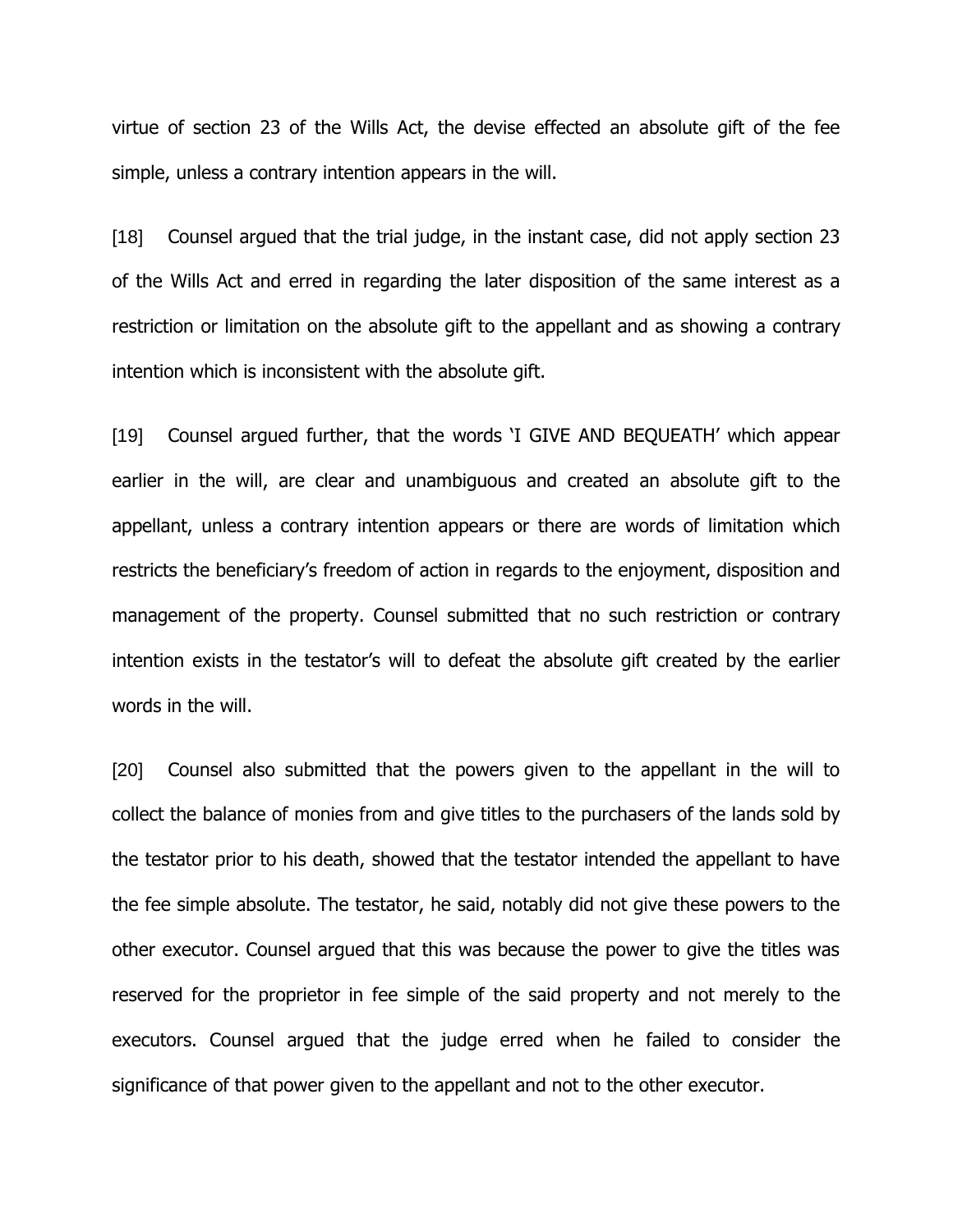virtue of section 23 of the Wills Act, the devise effected an absolute gift of the fee simple, unless a contrary intention appears in the will.

[18] Counsel argued that the trial judge, in the instant case, did not apply section 23 of the Wills Act and erred in regarding the later disposition of the same interest as a restriction or limitation on the absolute gift to the appellant and as showing a contrary intention which is inconsistent with the absolute gift.

[19] Counsel argued further, that the words 'I GIVE AND BEQUEATH' which appear earlier in the will, are clear and unambiguous and created an absolute gift to the appellant, unless a contrary intention appears or there are words of limitation which restricts the beneficiary's freedom of action in regards to the enjoyment, disposition and management of the property. Counsel submitted that no such restriction or contrary intention exists in the testator's will to defeat the absolute gift created by the earlier words in the will.

[20] Counsel also submitted that the powers given to the appellant in the will to collect the balance of monies from and give titles to the purchasers of the lands sold by the testator prior to his death, showed that the testator intended the appellant to have the fee simple absolute. The testator, he said, notably did not give these powers to the other executor. Counsel argued that this was because the power to give the titles was reserved for the proprietor in fee simple of the said property and not merely to the executors. Counsel argued that the judge erred when he failed to consider the significance of that power given to the appellant and not to the other executor.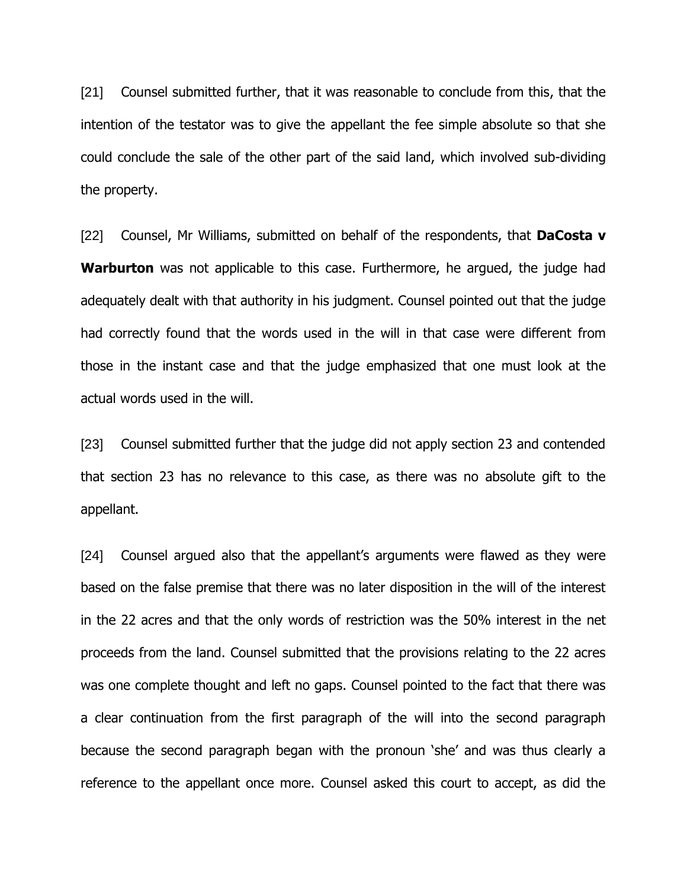[21] Counsel submitted further, that it was reasonable to conclude from this, that the intention of the testator was to give the appellant the fee simple absolute so that she could conclude the sale of the other part of the said land, which involved sub-dividing the property.

[22] Counsel, Mr Williams, submitted on behalf of the respondents, that **DaCosta v Warburton** was not applicable to this case. Furthermore, he argued, the judge had adequately dealt with that authority in his judgment. Counsel pointed out that the judge had correctly found that the words used in the will in that case were different from those in the instant case and that the judge emphasized that one must look at the actual words used in the will.

[23] Counsel submitted further that the judge did not apply section 23 and contended that section 23 has no relevance to this case, as there was no absolute gift to the appellant.

[24] Counsel argued also that the appellant's arguments were flawed as they were based on the false premise that there was no later disposition in the will of the interest in the 22 acres and that the only words of restriction was the 50% interest in the net proceeds from the land. Counsel submitted that the provisions relating to the 22 acres was one complete thought and left no gaps. Counsel pointed to the fact that there was a clear continuation from the first paragraph of the will into the second paragraph because the second paragraph began with the pronoun 'she' and was thus clearly a reference to the appellant once more. Counsel asked this court to accept, as did the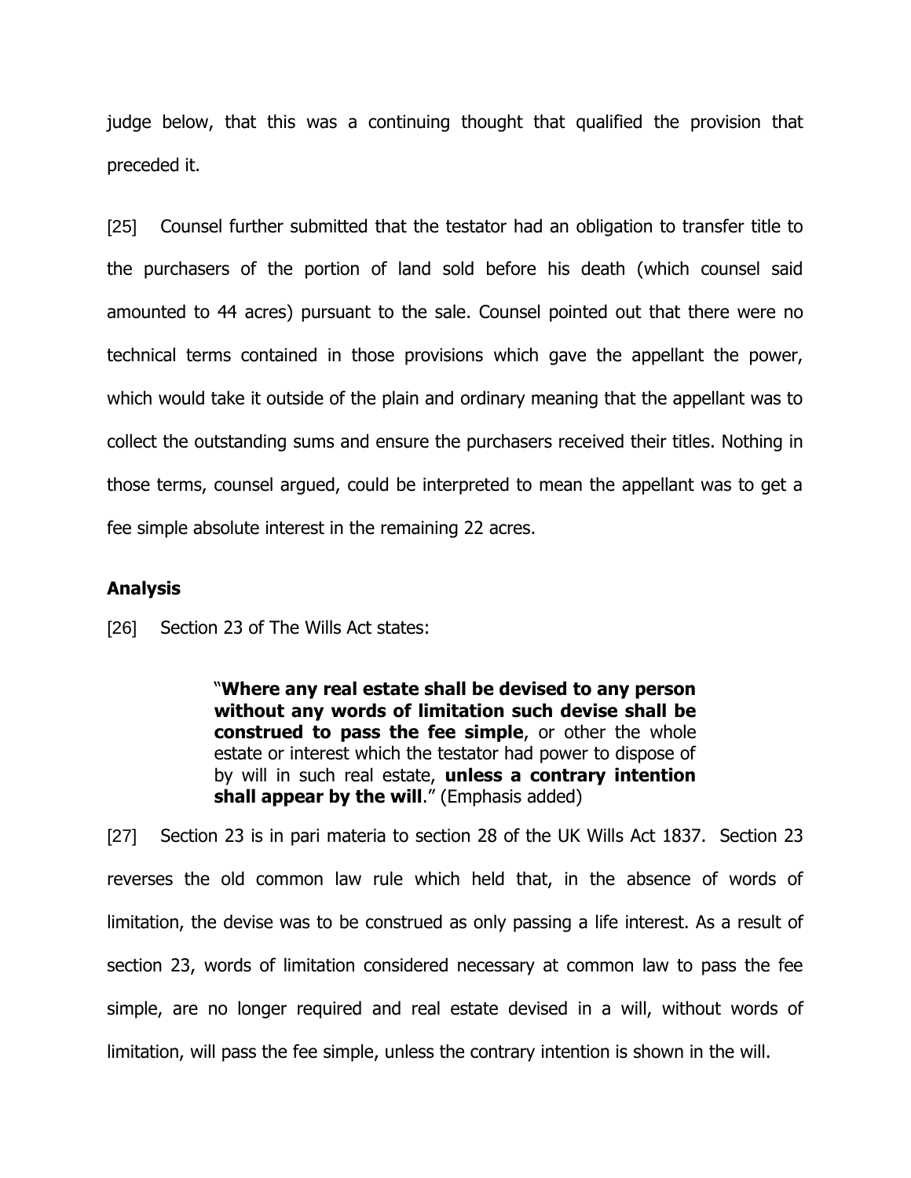judge below, that this was a continuing thought that qualified the provision that preceded it.

[25] Counsel further submitted that the testator had an obligation to transfer title to the purchasers of the portion of land sold before his death (which counsel said amounted to 44 acres) pursuant to the sale. Counsel pointed out that there were no technical terms contained in those provisions which gave the appellant the power, which would take it outside of the plain and ordinary meaning that the appellant was to collect the outstanding sums and ensure the purchasers received their titles. Nothing in those terms, counsel argued, could be interpreted to mean the appellant was to get a fee simple absolute interest in the remaining 22 acres.

## Analysis

[26] Section 23 of The Wills Act states:

> "**Where any real estate shall be devised to any person without any words of limitation such devise shall be construed to pass the fee simple**, or other the whole estate or interest which the testator had power to dispose of by will in such real estate, **unless a contrary intention shall appear by the will**." (Emphasis added)

[27] Section 23 is in pari materia to section 28 of the UK Wills Act 1837. Section 23 reverses the old common law rule which held that, in the absence of words of limitation, the devise was to be construed as only passing a life interest. As a result of section 23, words of limitation considered necessary at common law to pass the fee simple, are no longer required and real estate devised in a will, without words of limitation, will pass the fee simple, unless the contrary intention is shown in the will.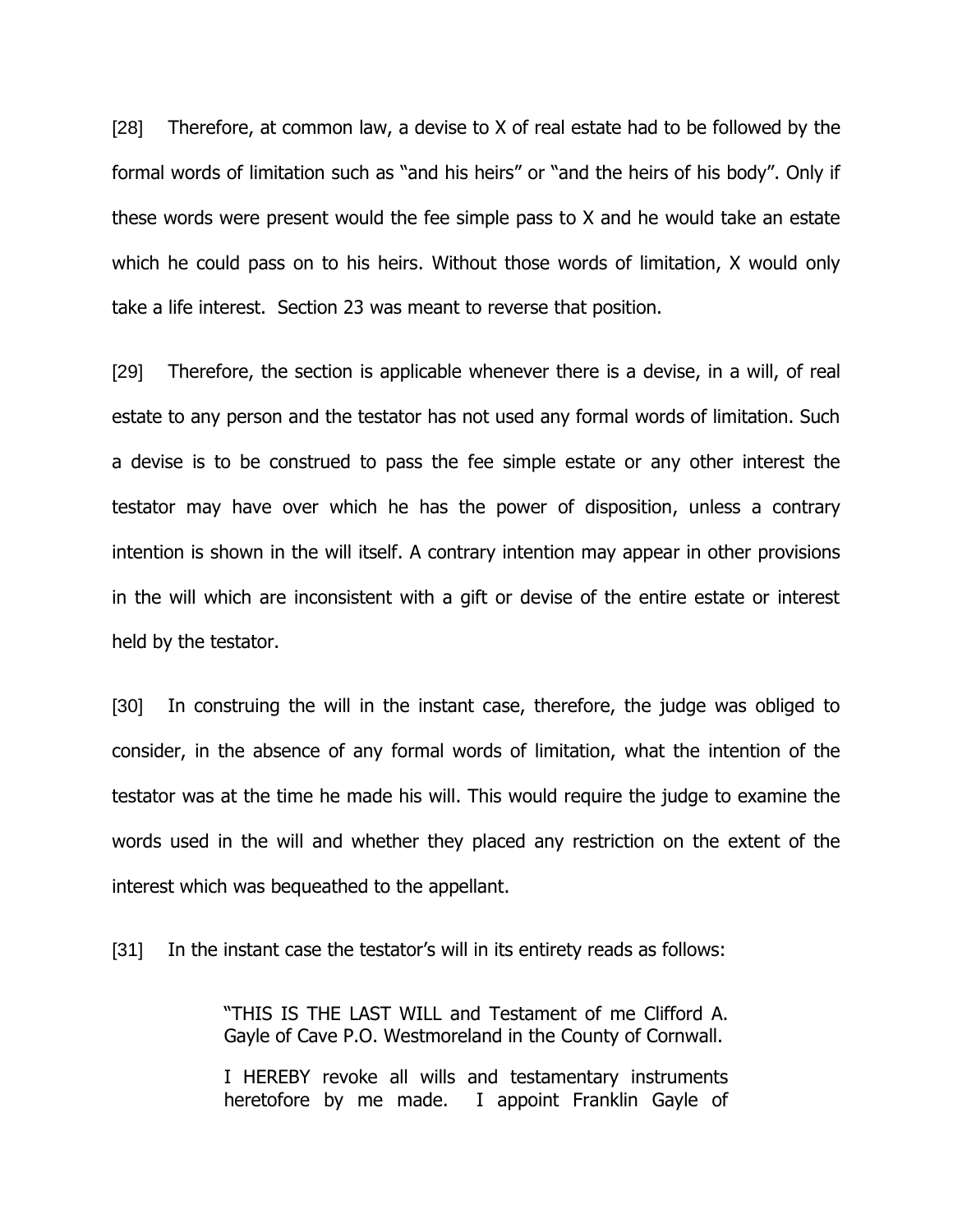[28] Therefore, at common law, a devise to X of real estate had to be followed by the formal words of limitation such as "and his heirs" or "and the heirs of his body". Only if these words were present would the fee simple pass to X and he would take an estate which he could pass on to his heirs. Without those words of limitation, X would only take a life interest. Section 23 was meant to reverse that position.

[29] Therefore, the section is applicable whenever there is a devise, in a will, of real estate to any person and the testator has not used any formal words of limitation. Such a devise is to be construed to pass the fee simple estate or any other interest the testator may have over which he has the power of disposition, unless a contrary intention is shown in the will itself. A contrary intention may appear in other provisions in the will which are inconsistent with a gift or devise of the entire estate or interest held by the testator.

[30] In construing the will in the instant case, therefore, the judge was obliged to consider, in the absence of any formal words of limitation, what the intention of the testator was at the time he made his will. This would require the judge to examine the words used in the will and whether they placed any restriction on the extent of the interest which was bequeathed to the appellant.

[31] In the instant case the testator's will in its entirety reads as follows:

> "THIS IS THE LAST WILL and Testament of me Clifford A. Gayle of Cave P.O. Westmoreland in the County of Cornwall.
>
> I HEREBY revoke all wills and testamentary instruments heretofore by me made. I appoint Franklin Gayle of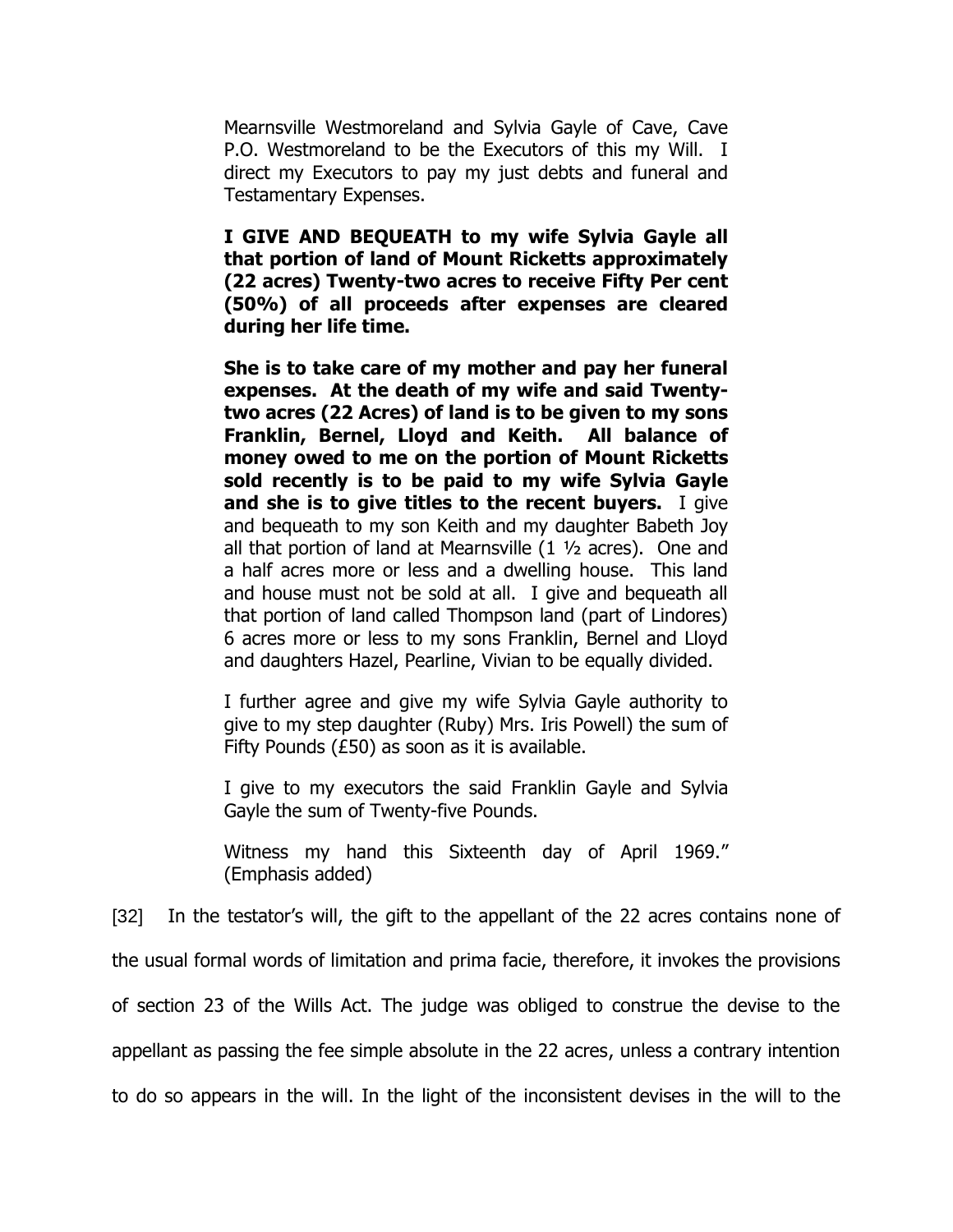Mearnsville Westmoreland and Sylvia Gayle of Cave, Cave P.O. Westmoreland to be the Executors of this my Will. I direct my Executors to pay my just debts and funeral and Testamentary Expenses.

> **I GIVE AND BEQUEATH to my wife Sylvia Gayle all that portion of land of Mount Ricketts approximately (22 acres) Twenty-two acres to receive Fifty Per cent (50%) of all proceeds after expenses are cleared during her life time.**
>
> **She is to take care of my mother and pay her funeral expenses. At the death of my wife and said Twenty-two acres (22 Acres) of land is to be given to my sons Franklin, Bernel, Lloyd and Keith. All balance of money owed to me on the portion of Mount Ricketts sold recently is to be paid to my wife Sylvia Gayle and she is to give titles to the recent buyers.** I give and bequeath to my son Keith and my daughter Babeth Joy all that portion of land at Mearnsville (1 ½ acres). One and a half acres more or less and a dwelling house. This land and house must not be sold at all. I give and bequeath all that portion of land called Thompson land (part of Lindores) 6 acres more or less to my sons Franklin, Bernel and Lloyd and daughters Hazel, Pearline, Vivian to be equally divided.
>
> I further agree and give my wife Sylvia Gayle authority to give to my step daughter (Ruby) Mrs. Iris Powell) the sum of Fifty Pounds (£50) as soon as it is available.
>
> I give to my executors the said Franklin Gayle and Sylvia Gayle the sum of Twenty-five Pounds.
>
> Witness my hand this Sixteenth day of April 1969." (Emphasis added)

[32] In the testator's will, the gift to the appellant of the 22 acres contains none of the usual formal words of limitation and prima facie, therefore, it invokes the provisions of section 23 of the Wills Act. The judge was obliged to construe the devise to the appellant as passing the fee simple absolute in the 22 acres, unless a contrary intention to do so appears in the will. In the light of the inconsistent devises in the will to the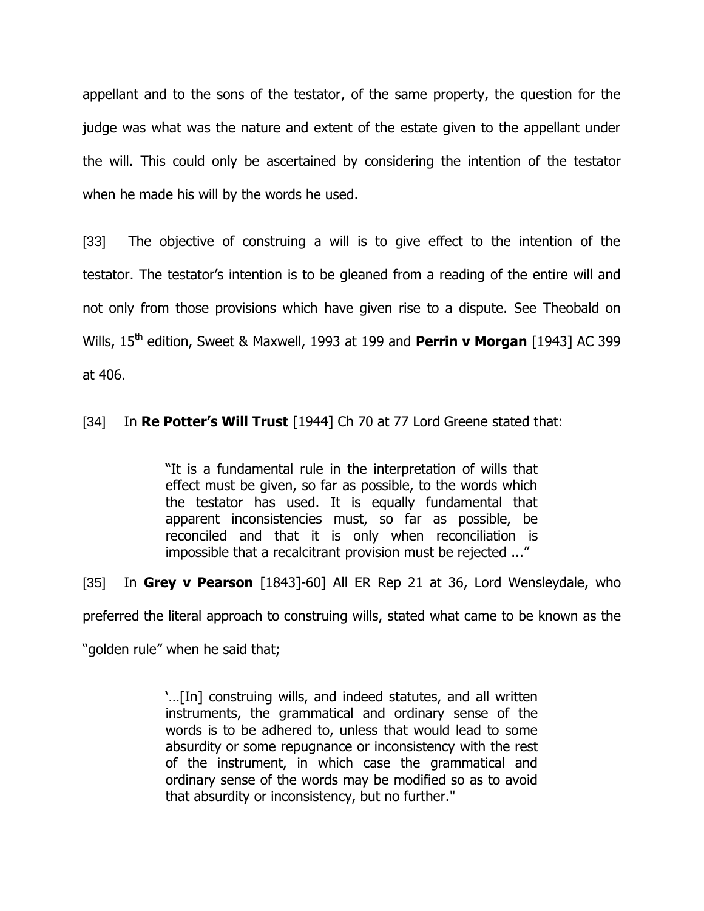appellant and to the sons of the testator, of the same property, the question for the judge was what was the nature and extent of the estate given to the appellant under the will. This could only be ascertained by considering the intention of the testator when he made his will by the words he used.

[33] The objective of construing a will is to give effect to the intention of the testator. The testator's intention is to be gleaned from a reading of the entire will and not only from those provisions which have given rise to a dispute. See Theobald on Wills, 15th edition, Sweet & Maxwell, 1993 at 199 and **Perrin v Morgan** [1943] AC 399 at 406.

[34] In **Re Potter's Will Trust** [1944] Ch 70 at 77 Lord Greene stated that:

> "It is a fundamental rule in the interpretation of wills that effect must be given, so far as possible, to the words which the testator has used. It is equally fundamental that apparent inconsistencies must, so far as possible, be reconciled and that it is only when reconciliation is impossible that a recalcitrant provision must be rejected ..."

[35] In **Grey v Pearson** [1843]-60] All ER Rep 21 at 36, Lord Wensleydale, who preferred the literal approach to construing wills, stated what came to be known as the "golden rule" when he said that;

> '…[In] construing wills, and indeed statutes, and all written instruments, the grammatical and ordinary sense of the words is to be adhered to, unless that would lead to some absurdity or some repugnance or inconsistency with the rest of the instrument, in which case the grammatical and ordinary sense of the words may be modified so as to avoid that absurdity or inconsistency, but no further."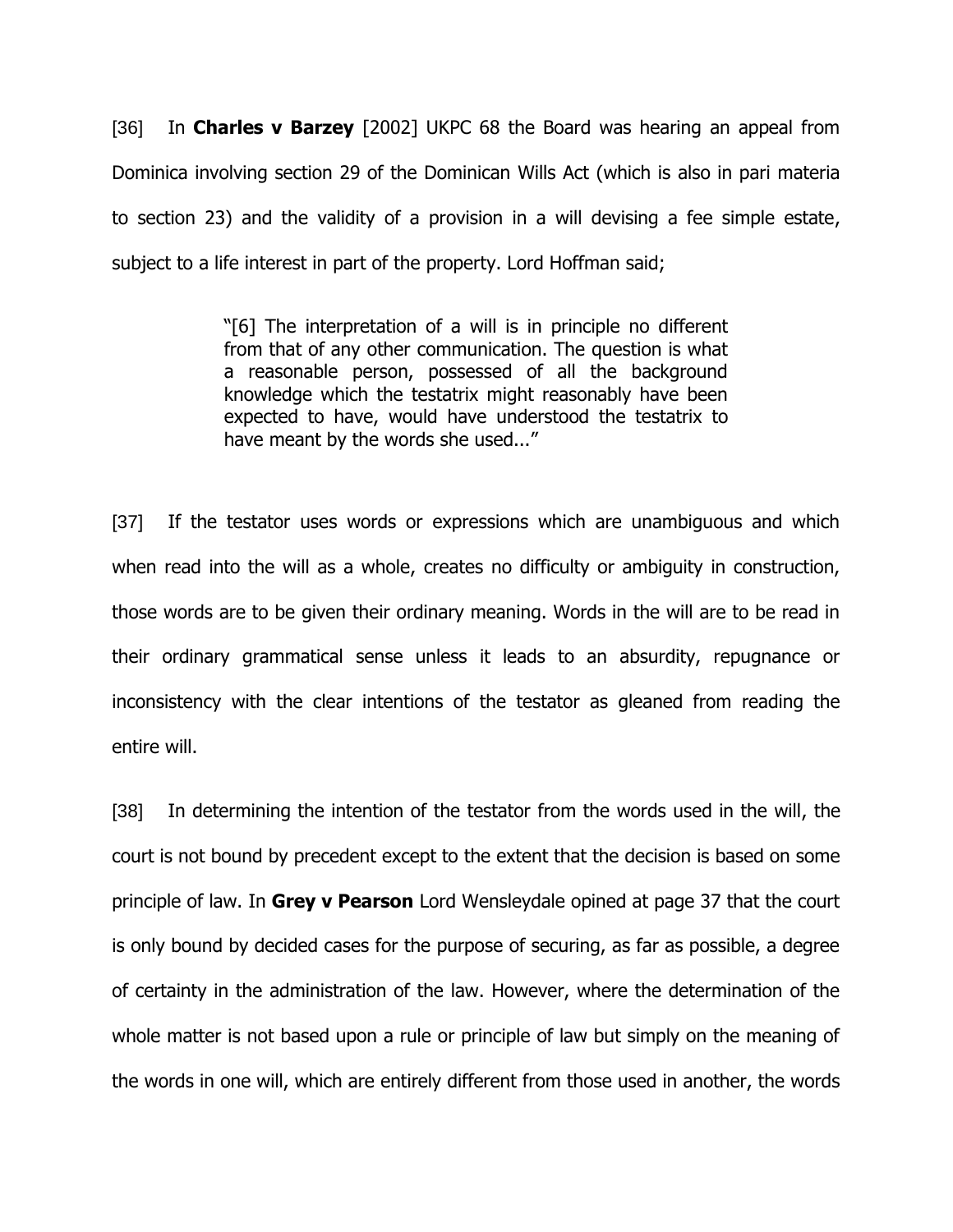[36] In **Charles v Barzey** [2002] UKPC 68 the Board was hearing an appeal from Dominica involving section 29 of the Dominican Wills Act (which is also in pari materia to section 23) and the validity of a provision in a will devising a fee simple estate, subject to a life interest in part of the property. Lord Hoffman said;

> "[6] The interpretation of a will is in principle no different from that of any other communication. The question is what a reasonable person, possessed of all the background knowledge which the testatrix might reasonably have been expected to have, would have understood the testatrix to have meant by the words she used..."

[37] If the testator uses words or expressions which are unambiguous and which when read into the will as a whole, creates no difficulty or ambiguity in construction, those words are to be given their ordinary meaning. Words in the will are to be read in their ordinary grammatical sense unless it leads to an absurdity, repugnance or inconsistency with the clear intentions of the testator as gleaned from reading the entire will.

[38] In determining the intention of the testator from the words used in the will, the court is not bound by precedent except to the extent that the decision is based on some principle of law. In **Grey v Pearson** Lord Wensleydale opined at page 37 that the court is only bound by decided cases for the purpose of securing, as far as possible, a degree of certainty in the administration of the law. However, where the determination of the whole matter is not based upon a rule or principle of law but simply on the meaning of the words in one will, which are entirely different from those used in another, the words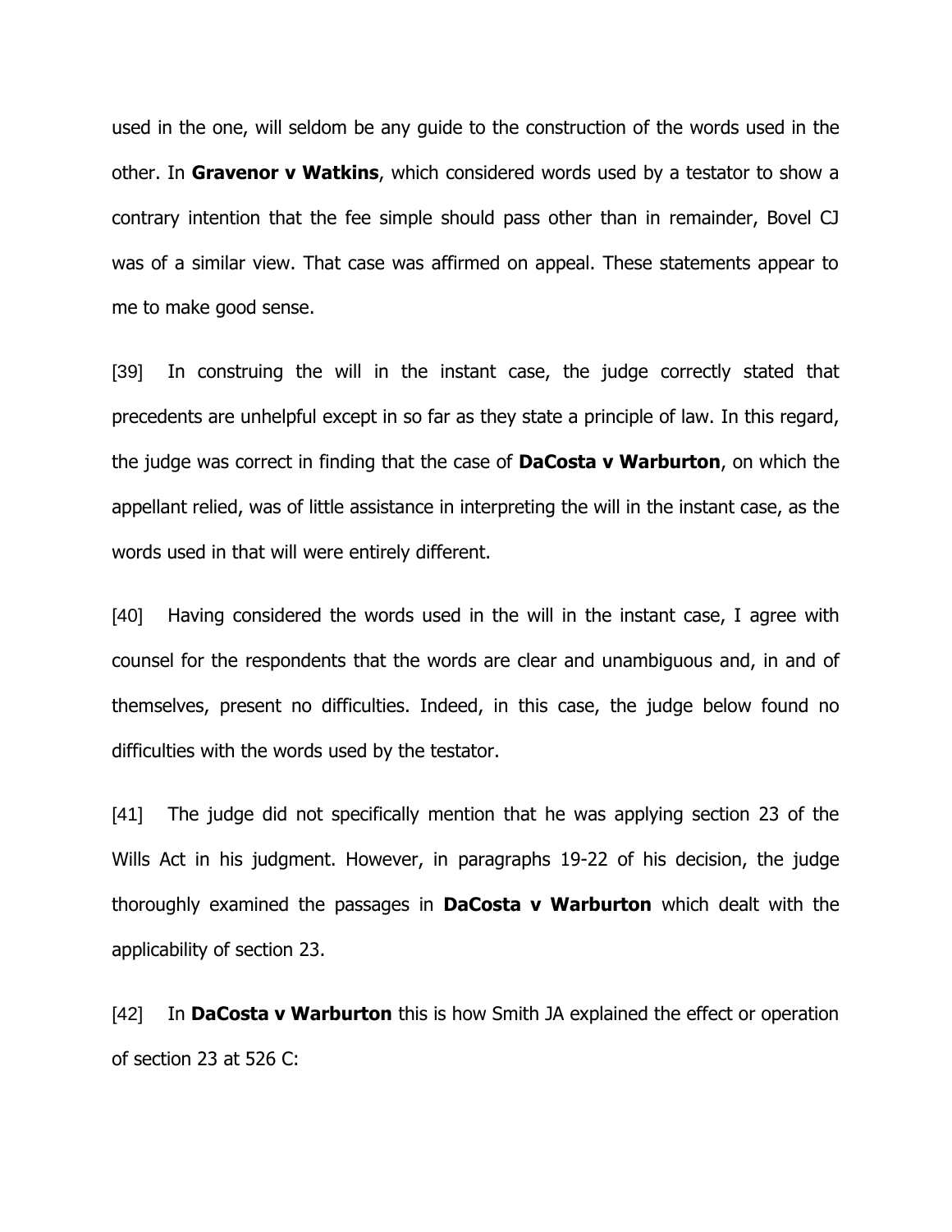used in the one, will seldom be any guide to the construction of the words used in the other. In **Gravenor v Watkins**, which considered words used by a testator to show a contrary intention that the fee simple should pass other than in remainder, Bovel CJ was of a similar view. That case was affirmed on appeal. These statements appear to me to make good sense.

[39] In construing the will in the instant case, the judge correctly stated that precedents are unhelpful except in so far as they state a principle of law. In this regard, the judge was correct in finding that the case of **DaCosta v Warburton**, on which the appellant relied, was of little assistance in interpreting the will in the instant case, as the words used in that will were entirely different.

[40] Having considered the words used in the will in the instant case, I agree with counsel for the respondents that the words are clear and unambiguous and, in and of themselves, present no difficulties. Indeed, in this case, the judge below found no difficulties with the words used by the testator.

[41] The judge did not specifically mention that he was applying section 23 of the Wills Act in his judgment. However, in paragraphs 19-22 of his decision, the judge thoroughly examined the passages in **DaCosta v Warburton** which dealt with the applicability of section 23.

[42] In **DaCosta v Warburton** this is how Smith JA explained the effect or operation of section 23 at 526 C: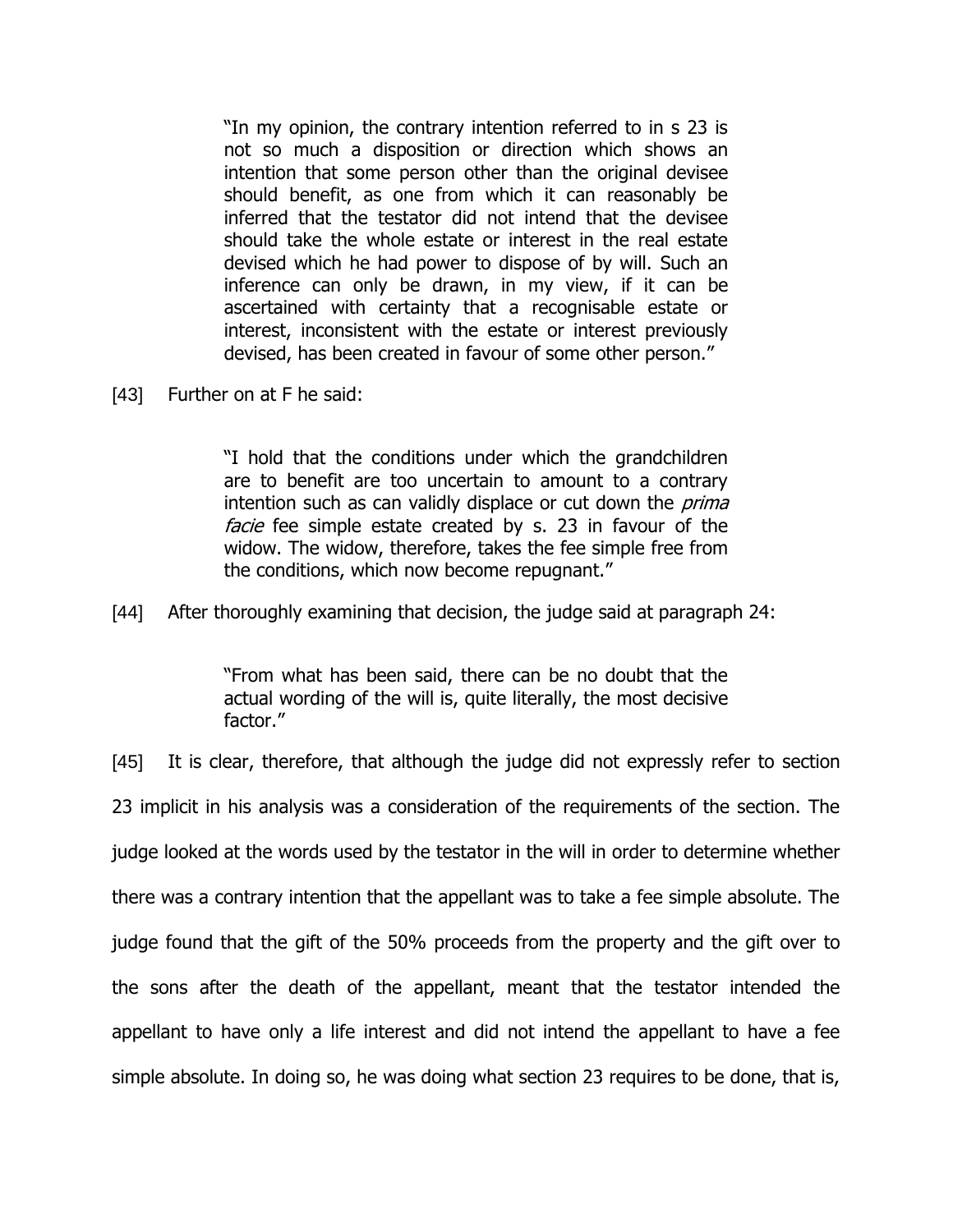> "In my opinion, the contrary intention referred to in s 23 is not so much a disposition or direction which shows an intention that some person other than the original devisee should benefit, as one from which it can reasonably be inferred that the testator did not intend that the devisee should take the whole estate or interest in the real estate devised which he had power to dispose of by will. Such an inference can only be drawn, in my view, if it can be ascertained with certainty that a recognisable estate or interest, inconsistent with the estate or interest previously devised, has been created in favour of some other person."

[43] Further on at F he said:

> "I hold that the conditions under which the grandchildren are to benefit are too uncertain to amount to a contrary intention such as can validly displace or cut down the *prima facie* fee simple estate created by s. 23 in favour of the widow. The widow, therefore, takes the fee simple free from the conditions, which now become repugnant."

[44] After thoroughly examining that decision, the judge said at paragraph 24:

> "From what has been said, there can be no doubt that the actual wording of the will is, quite literally, the most decisive factor."

[45] It is clear, therefore, that although the judge did not expressly refer to section 23 implicit in his analysis was a consideration of the requirements of the section. The judge looked at the words used by the testator in the will in order to determine whether there was a contrary intention that the appellant was to take a fee simple absolute. The judge found that the gift of the 50% proceeds from the property and the gift over to the sons after the death of the appellant, meant that the testator intended the appellant to have only a life interest and did not intend the appellant to have a fee simple absolute. In doing so, he was doing what section 23 requires to be done, that is,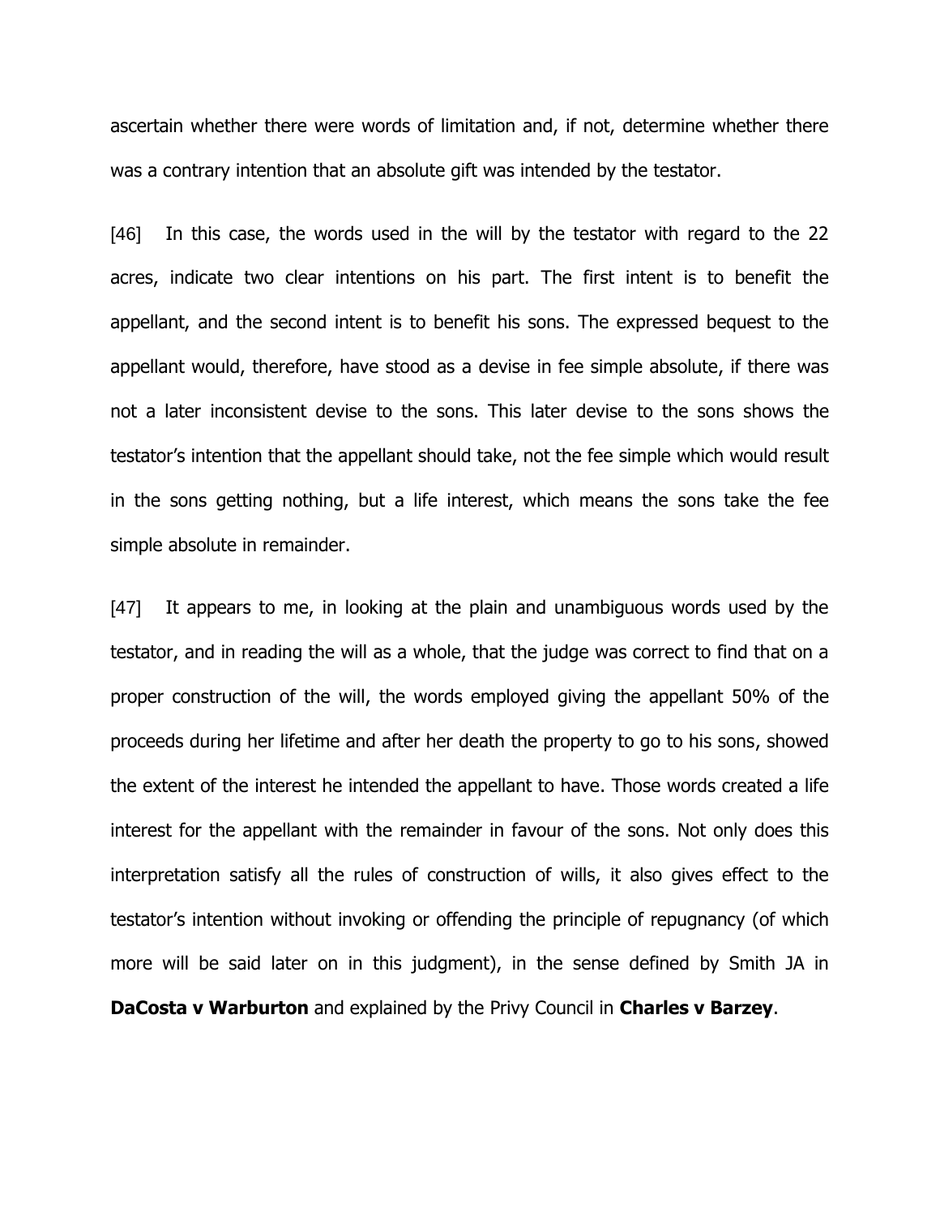ascertain whether there were words of limitation and, if not, determine whether there was a contrary intention that an absolute gift was intended by the testator.

[46] In this case, the words used in the will by the testator with regard to the 22 acres, indicate two clear intentions on his part. The first intent is to benefit the appellant, and the second intent is to benefit his sons. The expressed bequest to the appellant would, therefore, have stood as a devise in fee simple absolute, if there was not a later inconsistent devise to the sons. This later devise to the sons shows the testator's intention that the appellant should take, not the fee simple which would result in the sons getting nothing, but a life interest, which means the sons take the fee simple absolute in remainder.

[47] It appears to me, in looking at the plain and unambiguous words used by the testator, and in reading the will as a whole, that the judge was correct to find that on a proper construction of the will, the words employed giving the appellant 50% of the proceeds during her lifetime and after her death the property to go to his sons, showed the extent of the interest he intended the appellant to have. Those words created a life interest for the appellant with the remainder in favour of the sons. Not only does this interpretation satisfy all the rules of construction of wills, it also gives effect to the testator's intention without invoking or offending the principle of repugnancy (of which more will be said later on in this judgment), in the sense defined by Smith JA in **DaCosta v Warburton** and explained by the Privy Council in **Charles v Barzey**.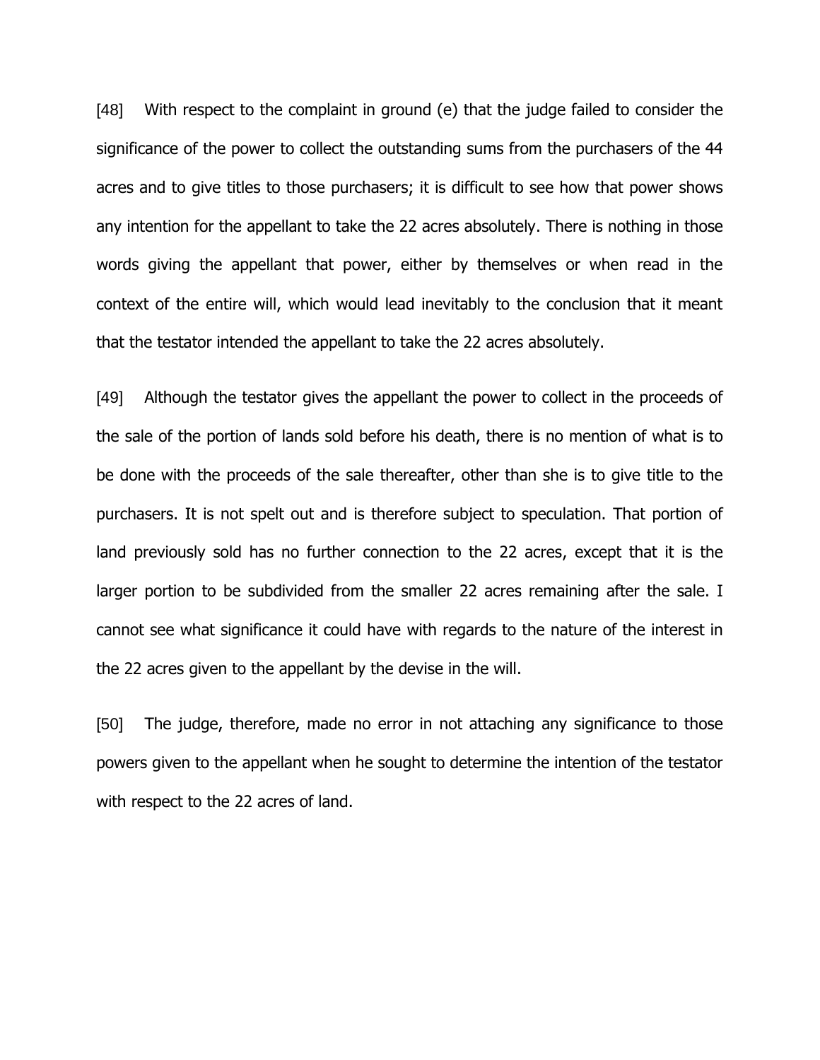[48] With respect to the complaint in ground (e) that the judge failed to consider the significance of the power to collect the outstanding sums from the purchasers of the 44 acres and to give titles to those purchasers; it is difficult to see how that power shows any intention for the appellant to take the 22 acres absolutely. There is nothing in those words giving the appellant that power, either by themselves or when read in the context of the entire will, which would lead inevitably to the conclusion that it meant that the testator intended the appellant to take the 22 acres absolutely.

[49] Although the testator gives the appellant the power to collect in the proceeds of the sale of the portion of lands sold before his death, there is no mention of what is to be done with the proceeds of the sale thereafter, other than she is to give title to the purchasers. It is not spelt out and is therefore subject to speculation. That portion of land previously sold has no further connection to the 22 acres, except that it is the larger portion to be subdivided from the smaller 22 acres remaining after the sale. I cannot see what significance it could have with regards to the nature of the interest in the 22 acres given to the appellant by the devise in the will.

[50] The judge, therefore, made no error in not attaching any significance to those powers given to the appellant when he sought to determine the intention of the testator with respect to the 22 acres of land.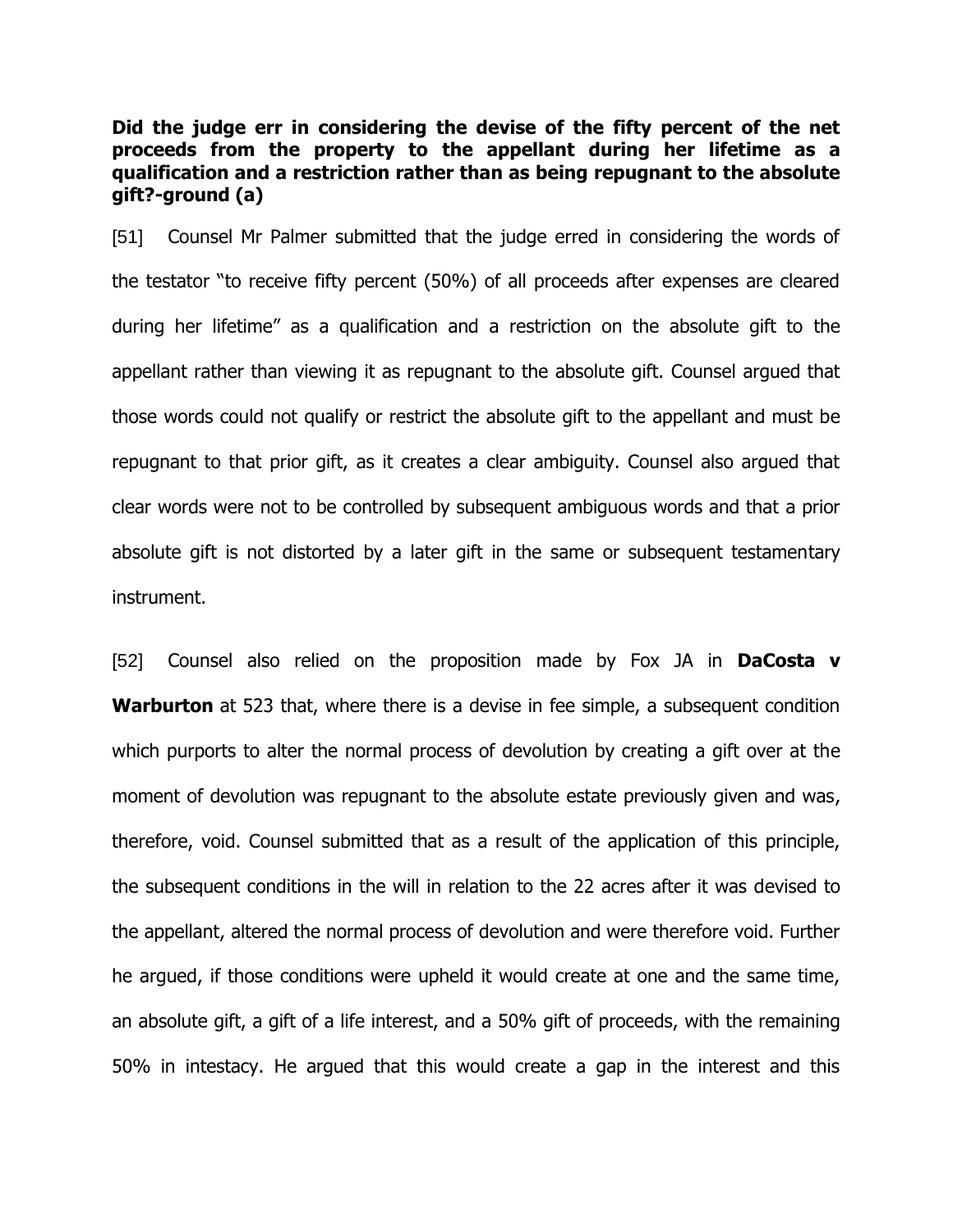**Did the judge err in considering the devise of the fifty percent of the net proceeds from the property to the appellant during her lifetime as a qualification and a restriction rather than as being repugnant to the absolute gift?-ground (a)**

[51] Counsel Mr Palmer submitted that the judge erred in considering the words of the testator "to receive fifty percent (50%) of all proceeds after expenses are cleared during her lifetime" as a qualification and a restriction on the absolute gift to the appellant rather than viewing it as repugnant to the absolute gift. Counsel argued that those words could not qualify or restrict the absolute gift to the appellant and must be repugnant to that prior gift, as it creates a clear ambiguity. Counsel also argued that clear words were not to be controlled by subsequent ambiguous words and that a prior absolute gift is not distorted by a later gift in the same or subsequent testamentary instrument.

[52] Counsel also relied on the proposition made by Fox JA in **DaCosta v Warburton** at 523 that, where there is a devise in fee simple, a subsequent condition which purports to alter the normal process of devolution by creating a gift over at the moment of devolution was repugnant to the absolute estate previously given and was, therefore, void. Counsel submitted that as a result of the application of this principle, the subsequent conditions in the will in relation to the 22 acres after it was devised to the appellant, altered the normal process of devolution and were therefore void. Further he argued, if those conditions were upheld it would create at one and the same time, an absolute gift, a gift of a life interest, and a 50% gift of proceeds, with the remaining 50% in intestacy. He argued that this would create a gap in the interest and this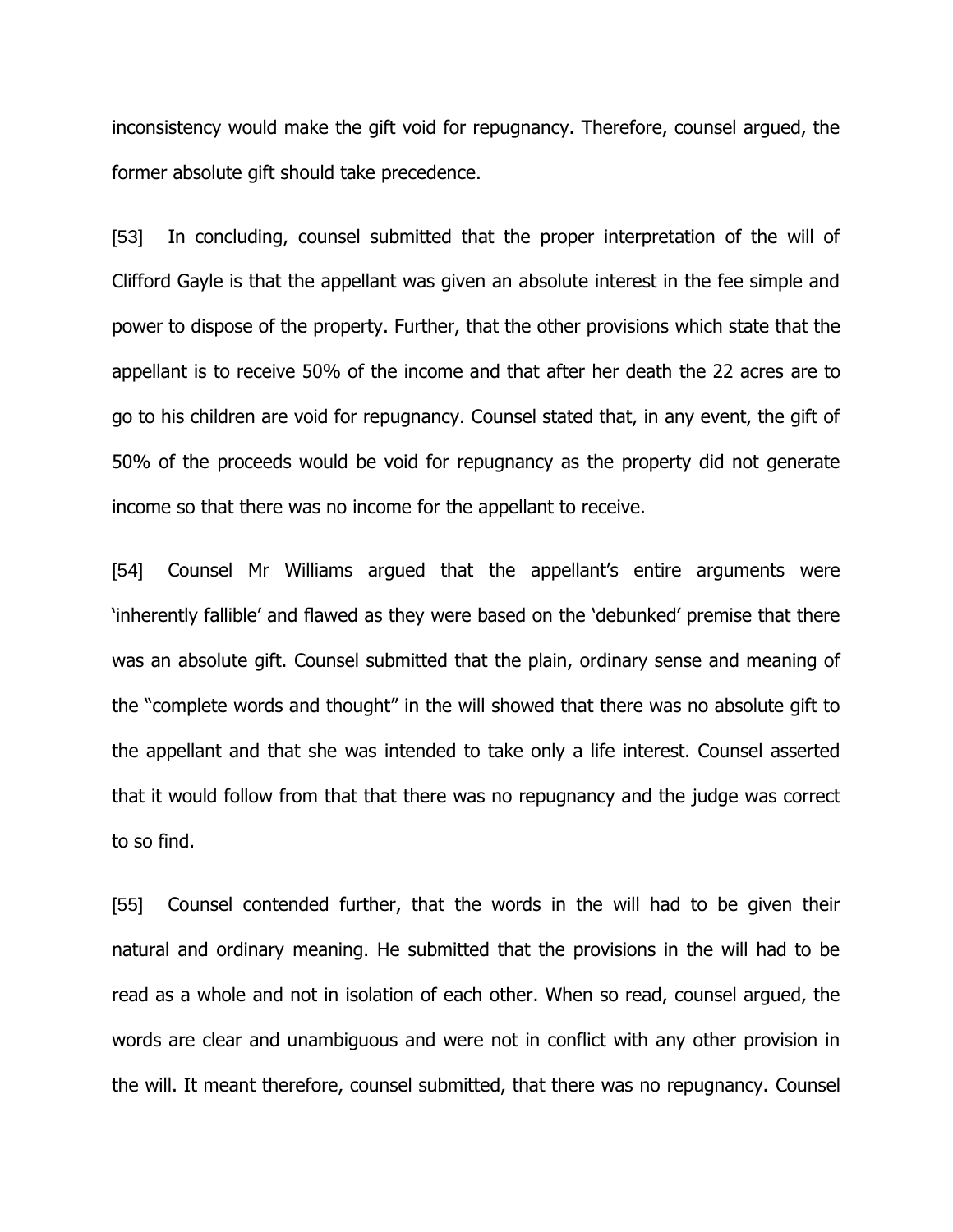inconsistency would make the gift void for repugnancy. Therefore, counsel argued, the former absolute gift should take precedence.

[53] In concluding, counsel submitted that the proper interpretation of the will of Clifford Gayle is that the appellant was given an absolute interest in the fee simple and power to dispose of the property. Further, that the other provisions which state that the appellant is to receive 50% of the income and that after her death the 22 acres are to go to his children are void for repugnancy. Counsel stated that, in any event, the gift of 50% of the proceeds would be void for repugnancy as the property did not generate income so that there was no income for the appellant to receive.

[54] Counsel Mr Williams argued that the appellant's entire arguments were 'inherently fallible' and flawed as they were based on the 'debunked' premise that there was an absolute gift. Counsel submitted that the plain, ordinary sense and meaning of the "complete words and thought" in the will showed that there was no absolute gift to the appellant and that she was intended to take only a life interest. Counsel asserted that it would follow from that that there was no repugnancy and the judge was correct to so find.

[55] Counsel contended further, that the words in the will had to be given their natural and ordinary meaning. He submitted that the provisions in the will had to be read as a whole and not in isolation of each other. When so read, counsel argued, the words are clear and unambiguous and were not in conflict with any other provision in the will. It meant therefore, counsel submitted, that there was no repugnancy. Counsel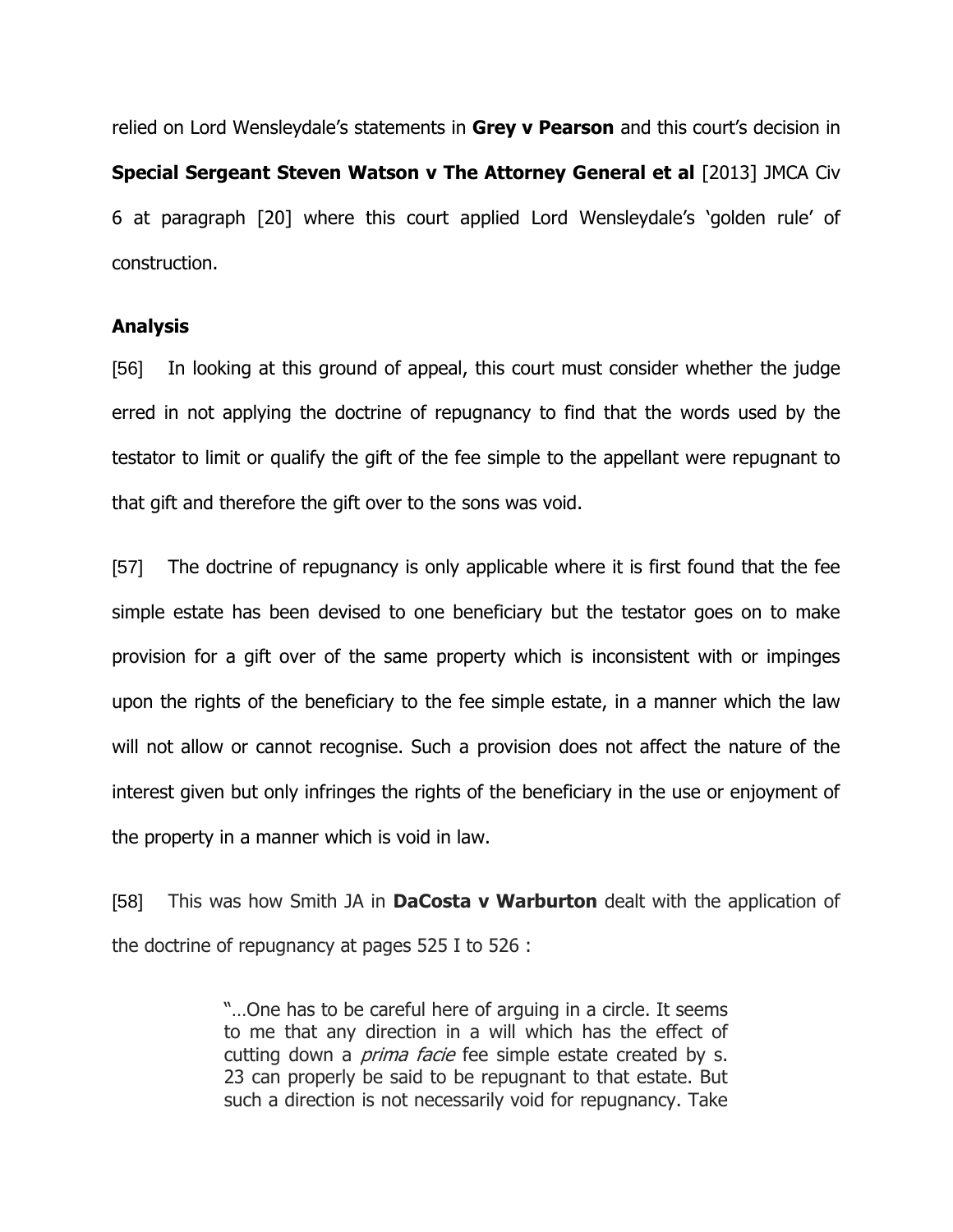relied on Lord Wensleydale's statements in **Grey v Pearson** and this court's decision in **Special Sergeant Steven Watson v The Attorney General et al** [2013] JMCA Civ 6 at paragraph [20] where this court applied Lord Wensleydale's 'golden rule' of construction.

### Analysis

[56] In looking at this ground of appeal, this court must consider whether the judge erred in not applying the doctrine of repugnancy to find that the words used by the testator to limit or qualify the gift of the fee simple to the appellant were repugnant to that gift and therefore the gift over to the sons was void.

[57] The doctrine of repugnancy is only applicable where it is first found that the fee simple estate has been devised to one beneficiary but the testator goes on to make provision for a gift over of the same property which is inconsistent with or impinges upon the rights of the beneficiary to the fee simple estate, in a manner which the law will not allow or cannot recognise. Such a provision does not affect the nature of the interest given but only infringes the rights of the beneficiary in the use or enjoyment of the property in a manner which is void in law.

[58] This was how Smith JA in **DaCosta v Warburton** dealt with the application of the doctrine of repugnancy at pages 525 I to 526 :

> "…One has to be careful here of arguing in a circle. It seems to me that any direction in a will which has the effect of cutting down a *prima facie* fee simple estate created by s. 23 can properly be said to be repugnant to that estate. But such a direction is not necessarily void for repugnancy. Take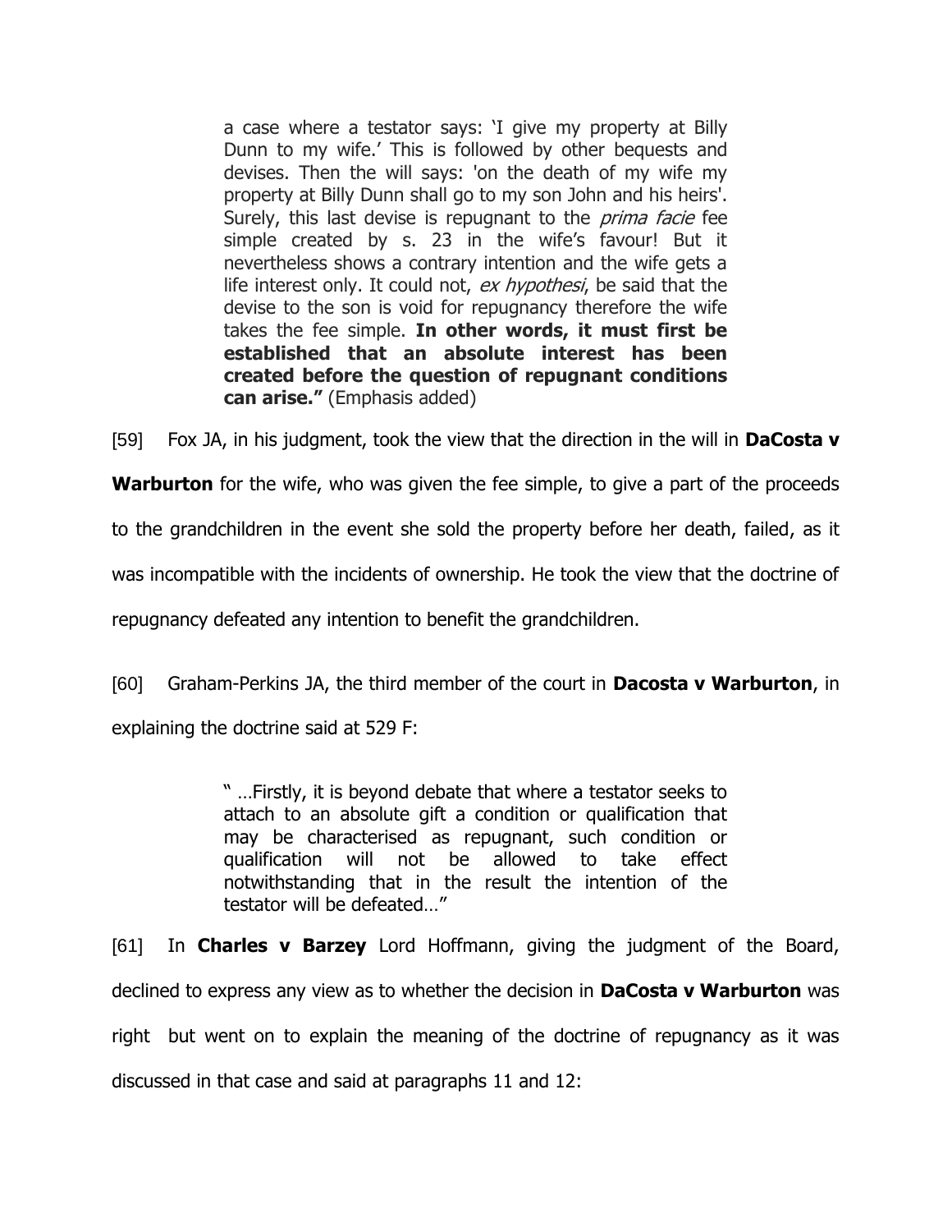> a case where a testator says: 'I give my property at Billy Dunn to my wife.' This is followed by other bequests and devises. Then the will says: 'on the death of my wife my property at Billy Dunn shall go to my son John and his heirs'. Surely, this last devise is repugnant to the *prima facie* fee simple created by s. 23 in the wife's favour! But it nevertheless shows a contrary intention and the wife gets a life interest only. It could not, *ex hypothesi*, be said that the devise to the son is void for repugnancy therefore the wife takes the fee simple. **In other words, it must first be established that an absolute interest has been created before the question of repugnant conditions can arise."** (Emphasis added)

[59] Fox JA, in his judgment, took the view that the direction in the will in **DaCosta v Warburton** for the wife, who was given the fee simple, to give a part of the proceeds to the grandchildren in the event she sold the property before her death, failed, as it was incompatible with the incidents of ownership. He took the view that the doctrine of repugnancy defeated any intention to benefit the grandchildren.

[60] Graham-Perkins JA, the third member of the court in **Dacosta v Warburton**, in explaining the doctrine said at 529 F:

> " …Firstly, it is beyond debate that where a testator seeks to attach to an absolute gift a condition or qualification that may be characterised as repugnant, such condition or qualification will not be allowed to take effect notwithstanding that in the result the intention of the testator will be defeated…"

[61] In **Charles v Barzey** Lord Hoffmann, giving the judgment of the Board, declined to express any view as to whether the decision in **DaCosta v Warburton** was right but went on to explain the meaning of the doctrine of repugnancy as it was discussed in that case and said at paragraphs 11 and 12: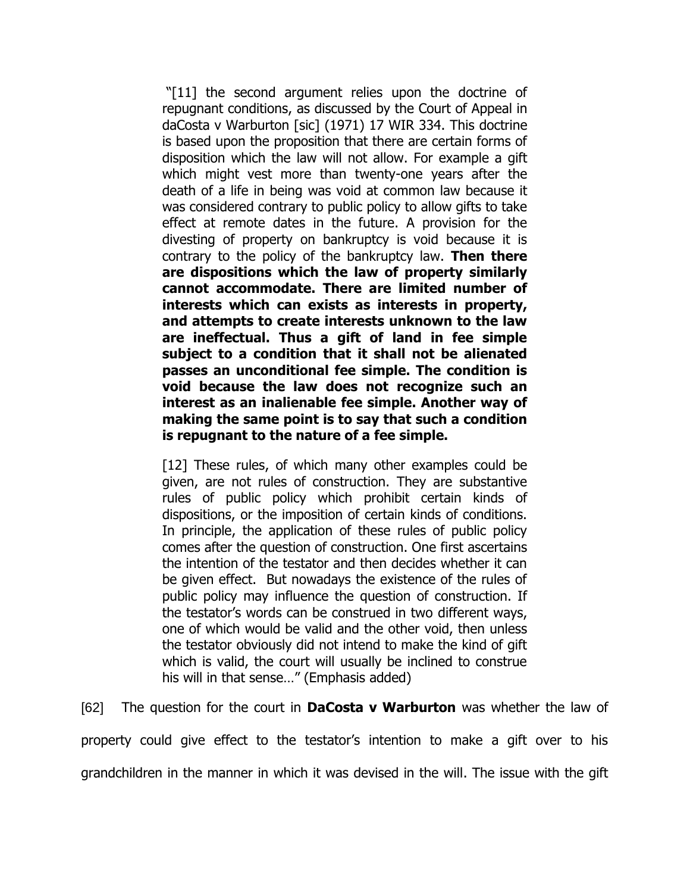> "[11] the second argument relies upon the doctrine of repugnant conditions, as discussed by the Court of Appeal in daCosta v Warburton [sic] (1971) 17 WIR 334. This doctrine is based upon the proposition that there are certain forms of disposition which the law will not allow. For example a gift which might vest more than twenty-one years after the death of a life in being was void at common law because it was considered contrary to public policy to allow gifts to take effect at remote dates in the future. A provision for the divesting of property on bankruptcy is void because it is contrary to the policy of the bankruptcy law. **Then there are dispositions which the law of property similarly cannot accommodate. There are limited number of interests which can exists as interests in property, and attempts to create interests unknown to the law are ineffectual. Thus a gift of land in fee simple subject to a condition that it shall not be alienated passes an unconditional fee simple. The condition is void because the law does not recognize such an interest as an inalienable fee simple. Another way of making the same point is to say that such a condition is repugnant to the nature of a fee simple.**
>
> [12] These rules, of which many other examples could be given, are not rules of construction. They are substantive rules of public policy which prohibit certain kinds of dispositions, or the imposition of certain kinds of conditions. In principle, the application of these rules of public policy comes after the question of construction. One first ascertains the intention of the testator and then decides whether it can be given effect. But nowadays the existence of the rules of public policy may influence the question of construction. If the testator's words can be construed in two different ways, one of which would be valid and the other void, then unless the testator obviously did not intend to make the kind of gift which is valid, the court will usually be inclined to construe his will in that sense…" (Emphasis added)

[62] The question for the court in **DaCosta v Warburton** was whether the law of property could give effect to the testator's intention to make a gift over to his grandchildren in the manner in which it was devised in the will. The issue with the gift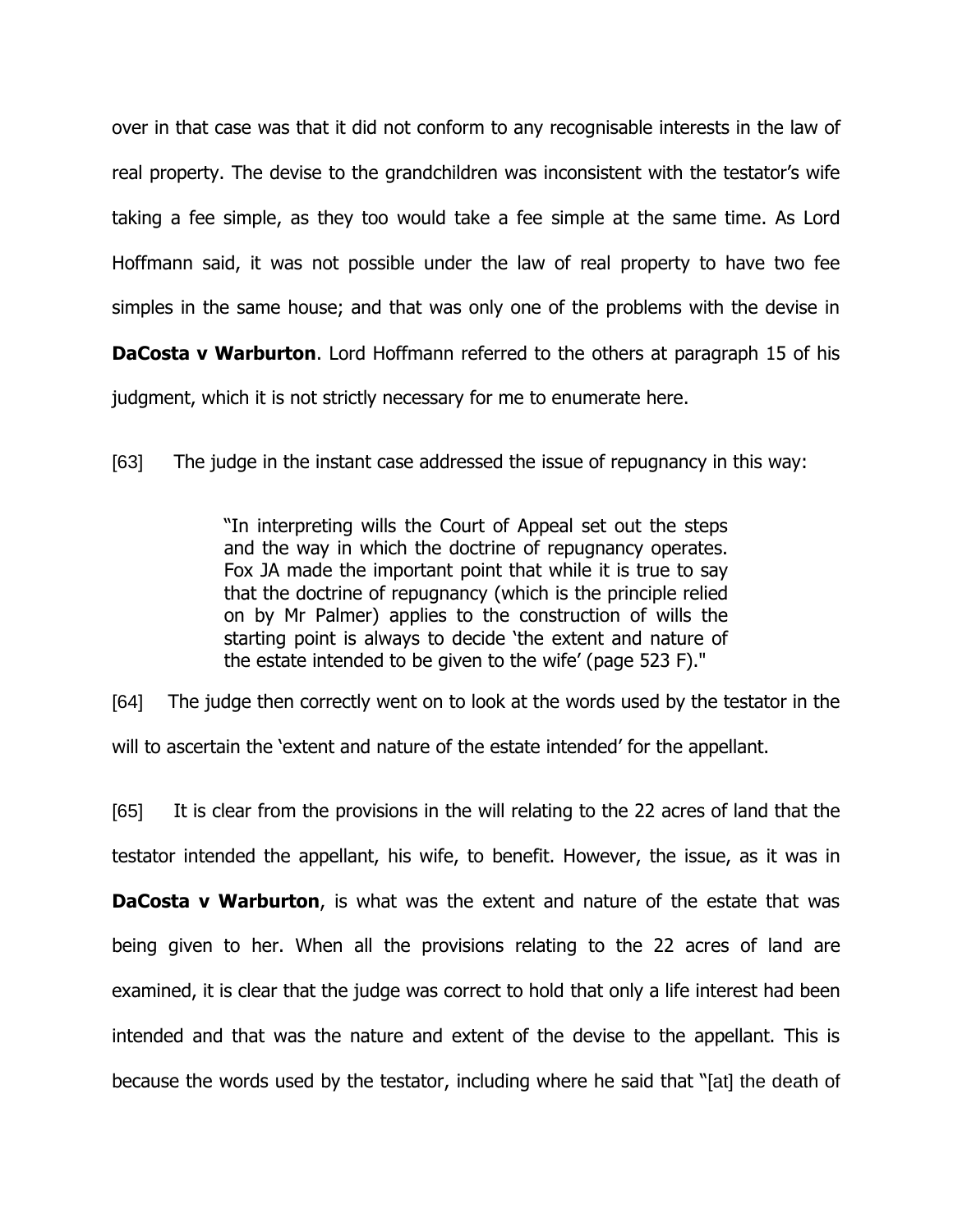over in that case was that it did not conform to any recognisable interests in the law of real property. The devise to the grandchildren was inconsistent with the testator's wife taking a fee simple, as they too would take a fee simple at the same time. As Lord Hoffmann said, it was not possible under the law of real property to have two fee simples in the same house; and that was only one of the problems with the devise in **DaCosta v Warburton**. Lord Hoffmann referred to the others at paragraph 15 of his judgment, which it is not strictly necessary for me to enumerate here.

[63] The judge in the instant case addressed the issue of repugnancy in this way:

> "In interpreting wills the Court of Appeal set out the steps and the way in which the doctrine of repugnancy operates. Fox JA made the important point that while it is true to say that the doctrine of repugnancy (which is the principle relied on by Mr Palmer) applies to the construction of wills the starting point is always to decide 'the extent and nature of the estate intended to be given to the wife' (page 523 F)."

[64] The judge then correctly went on to look at the words used by the testator in the will to ascertain the 'extent and nature of the estate intended' for the appellant.

[65] It is clear from the provisions in the will relating to the 22 acres of land that the testator intended the appellant, his wife, to benefit. However, the issue, as it was in **DaCosta v Warburton**, is what was the extent and nature of the estate that was being given to her. When all the provisions relating to the 22 acres of land are examined, it is clear that the judge was correct to hold that only a life interest had been intended and that was the nature and extent of the devise to the appellant. This is because the words used by the testator, including where he said that "[at] the death of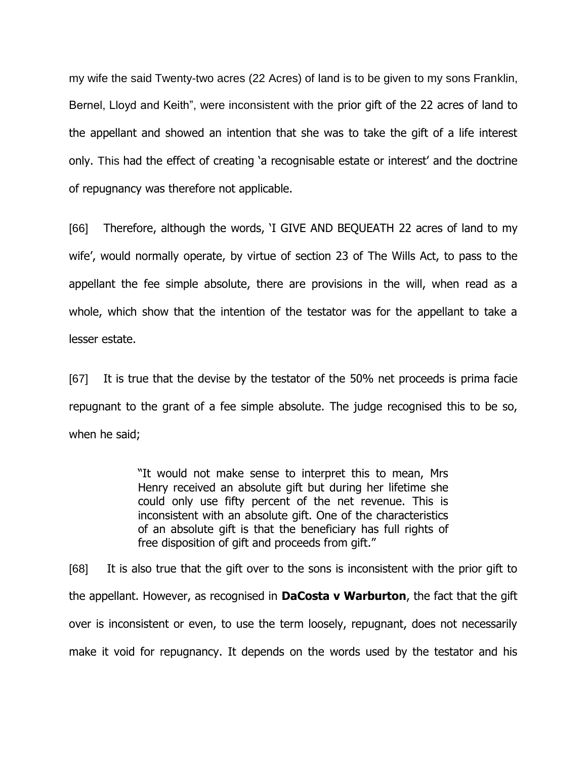my wife the said Twenty-two acres (22 Acres) of land is to be given to my sons Franklin, Bernel, Lloyd and Keith", were inconsistent with the prior gift of the 22 acres of land to the appellant and showed an intention that she was to take the gift of a life interest only. This had the effect of creating 'a recognisable estate or interest' and the doctrine of repugnancy was therefore not applicable.

[66] Therefore, although the words, 'I GIVE AND BEQUEATH 22 acres of land to my wife', would normally operate, by virtue of section 23 of The Wills Act, to pass to the appellant the fee simple absolute, there are provisions in the will, when read as a whole, which show that the intention of the testator was for the appellant to take a lesser estate.

[67] It is true that the devise by the testator of the 50% net proceeds is prima facie repugnant to the grant of a fee simple absolute. The judge recognised this to be so, when he said;

> "It would not make sense to interpret this to mean, Mrs Henry received an absolute gift but during her lifetime she could only use fifty percent of the net revenue. This is inconsistent with an absolute gift. One of the characteristics of an absolute gift is that the beneficiary has full rights of free disposition of gift and proceeds from gift."

[68] It is also true that the gift over to the sons is inconsistent with the prior gift to the appellant. However, as recognised in **DaCosta v Warburton**, the fact that the gift over is inconsistent or even, to use the term loosely, repugnant, does not necessarily make it void for repugnancy. It depends on the words used by the testator and his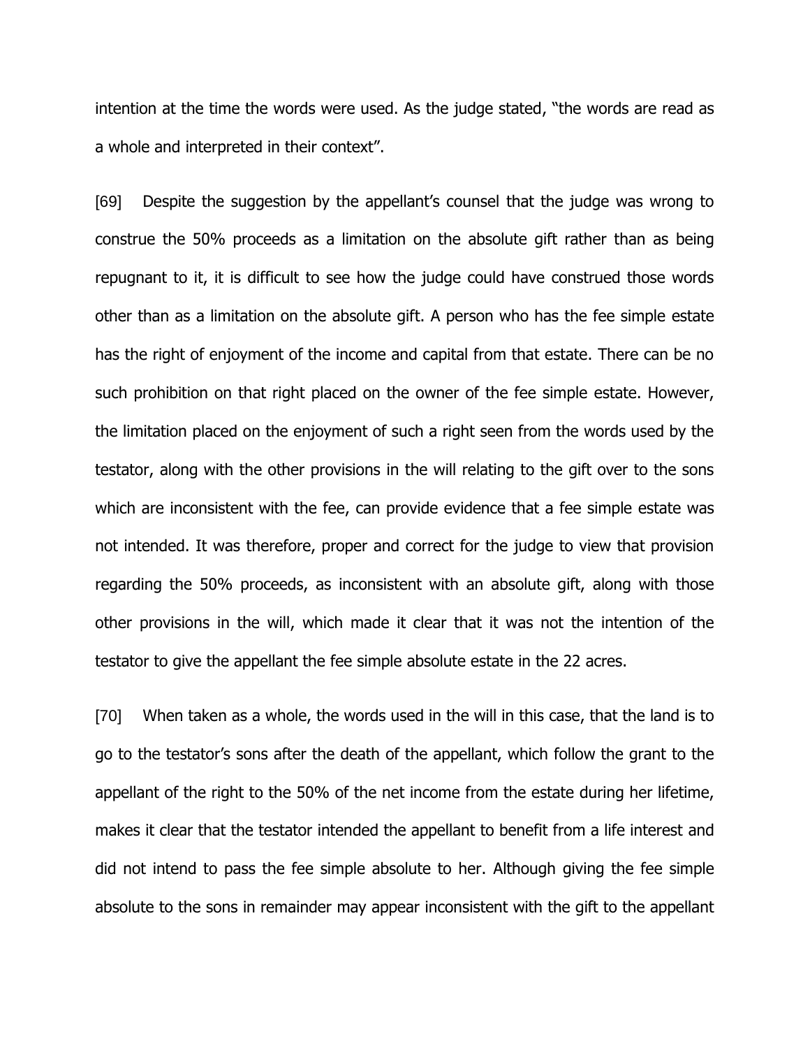intention at the time the words were used. As the judge stated, "the words are read as a whole and interpreted in their context".

[69] Despite the suggestion by the appellant's counsel that the judge was wrong to construe the 50% proceeds as a limitation on the absolute gift rather than as being repugnant to it, it is difficult to see how the judge could have construed those words other than as a limitation on the absolute gift. A person who has the fee simple estate has the right of enjoyment of the income and capital from that estate. There can be no such prohibition on that right placed on the owner of the fee simple estate. However, the limitation placed on the enjoyment of such a right seen from the words used by the testator, along with the other provisions in the will relating to the gift over to the sons which are inconsistent with the fee, can provide evidence that a fee simple estate was not intended. It was therefore, proper and correct for the judge to view that provision regarding the 50% proceeds, as inconsistent with an absolute gift, along with those other provisions in the will, which made it clear that it was not the intention of the testator to give the appellant the fee simple absolute estate in the 22 acres.

[70] When taken as a whole, the words used in the will in this case, that the land is to go to the testator's sons after the death of the appellant, which follow the grant to the appellant of the right to the 50% of the net income from the estate during her lifetime, makes it clear that the testator intended the appellant to benefit from a life interest and did not intend to pass the fee simple absolute to her. Although giving the fee simple absolute to the sons in remainder may appear inconsistent with the gift to the appellant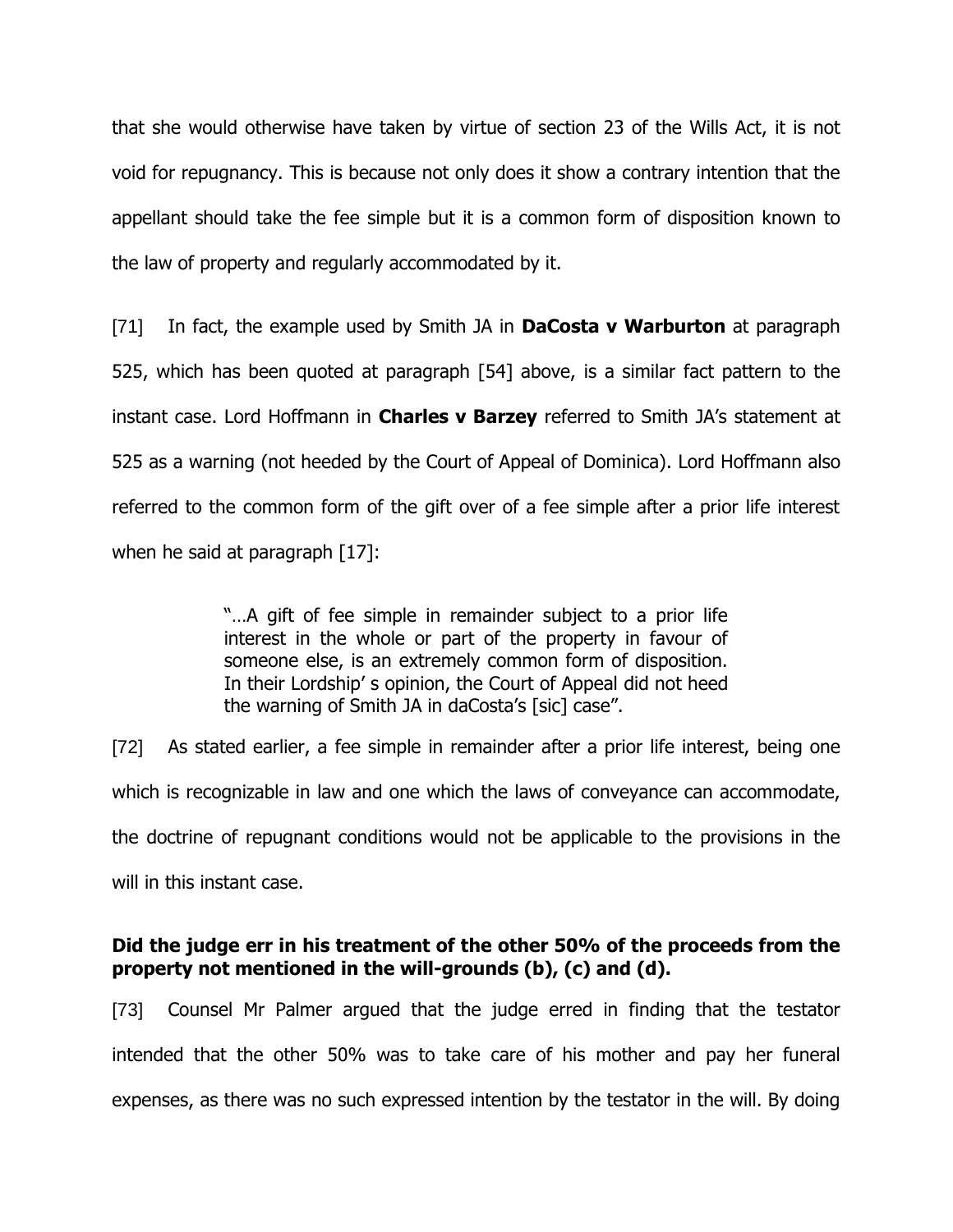that she would otherwise have taken by virtue of section 23 of the Wills Act, it is not void for repugnancy. This is because not only does it show a contrary intention that the appellant should take the fee simple but it is a common form of disposition known to the law of property and regularly accommodated by it.

[71] In fact, the example used by Smith JA in **DaCosta v Warburton** at paragraph 525, which has been quoted at paragraph [54] above, is a similar fact pattern to the instant case. Lord Hoffmann in **Charles v Barzey** referred to Smith JA's statement at 525 as a warning (not heeded by the Court of Appeal of Dominica). Lord Hoffmann also referred to the common form of the gift over of a fee simple after a prior life interest when he said at paragraph [17]:

> "…A gift of fee simple in remainder subject to a prior life interest in the whole or part of the property in favour of someone else, is an extremely common form of disposition. In their Lordship' s opinion, the Court of Appeal did not heed the warning of Smith JA in daCosta's [sic] case".

[72] As stated earlier, a fee simple in remainder after a prior life interest, being one which is recognizable in law and one which the laws of conveyance can accommodate, the doctrine of repugnant conditions would not be applicable to the provisions in the will in this instant case.

**Did the judge err in his treatment of the other 50% of the proceeds from the property not mentioned in the will-grounds (b), (c) and (d).**

[73] Counsel Mr Palmer argued that the judge erred in finding that the testator intended that the other 50% was to take care of his mother and pay her funeral expenses, as there was no such expressed intention by the testator in the will. By doing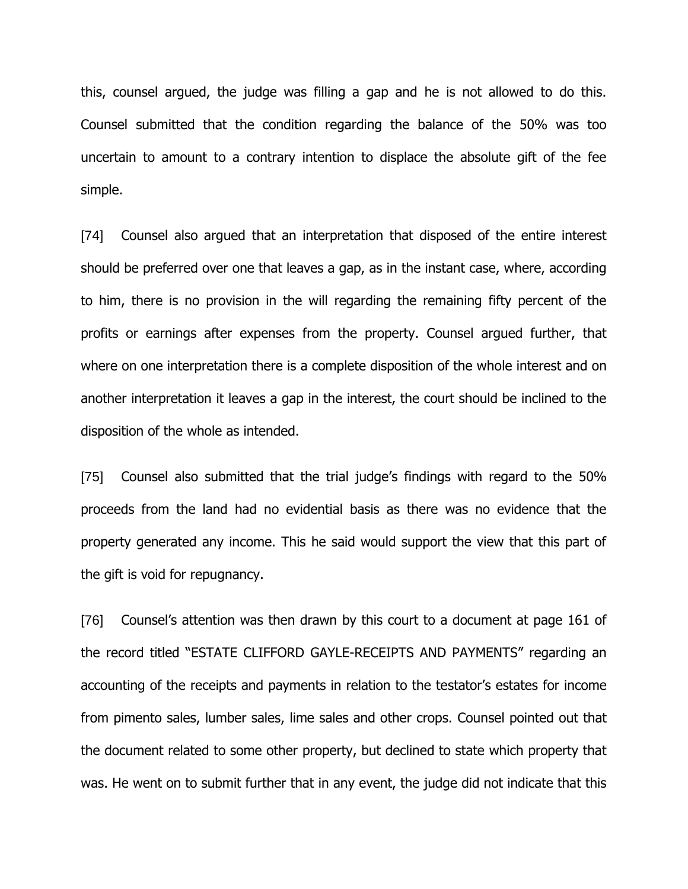this, counsel argued, the judge was filling a gap and he is not allowed to do this. Counsel submitted that the condition regarding the balance of the 50% was too uncertain to amount to a contrary intention to displace the absolute gift of the fee simple.

[74] Counsel also argued that an interpretation that disposed of the entire interest should be preferred over one that leaves a gap, as in the instant case, where, according to him, there is no provision in the will regarding the remaining fifty percent of the profits or earnings after expenses from the property. Counsel argued further, that where on one interpretation there is a complete disposition of the whole interest and on another interpretation it leaves a gap in the interest, the court should be inclined to the disposition of the whole as intended.

[75] Counsel also submitted that the trial judge's findings with regard to the 50% proceeds from the land had no evidential basis as there was no evidence that the property generated any income. This he said would support the view that this part of the gift is void for repugnancy.

[76] Counsel's attention was then drawn by this court to a document at page 161 of the record titled "ESTATE CLIFFORD GAYLE-RECEIPTS AND PAYMENTS" regarding an accounting of the receipts and payments in relation to the testator's estates for income from pimento sales, lumber sales, lime sales and other crops. Counsel pointed out that the document related to some other property, but declined to state which property that was. He went on to submit further that in any event, the judge did not indicate that this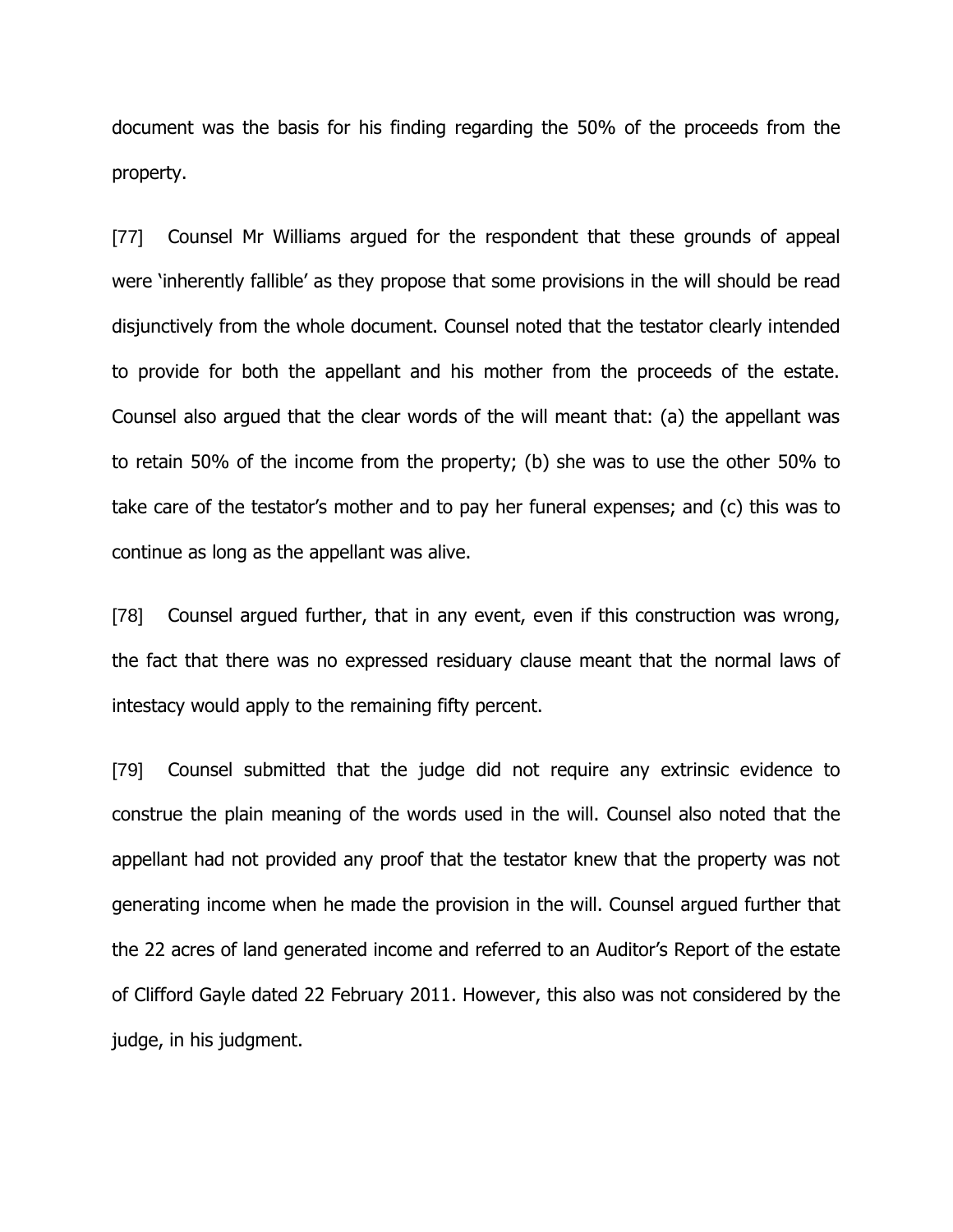document was the basis for his finding regarding the 50% of the proceeds from the property.

[77] Counsel Mr Williams argued for the respondent that these grounds of appeal were 'inherently fallible' as they propose that some provisions in the will should be read disjunctively from the whole document. Counsel noted that the testator clearly intended to provide for both the appellant and his mother from the proceeds of the estate. Counsel also argued that the clear words of the will meant that: (a) the appellant was to retain 50% of the income from the property; (b) she was to use the other 50% to take care of the testator's mother and to pay her funeral expenses; and (c) this was to continue as long as the appellant was alive.

[78] Counsel argued further, that in any event, even if this construction was wrong, the fact that there was no expressed residuary clause meant that the normal laws of intestacy would apply to the remaining fifty percent.

[79] Counsel submitted that the judge did not require any extrinsic evidence to construe the plain meaning of the words used in the will. Counsel also noted that the appellant had not provided any proof that the testator knew that the property was not generating income when he made the provision in the will. Counsel argued further that the 22 acres of land generated income and referred to an Auditor's Report of the estate of Clifford Gayle dated 22 February 2011. However, this also was not considered by the judge, in his judgment.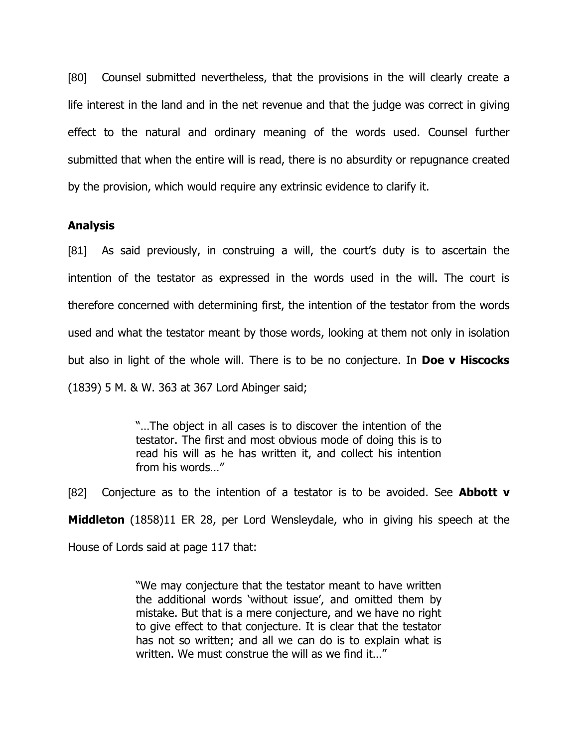[80] Counsel submitted nevertheless, that the provisions in the will clearly create a life interest in the land and in the net revenue and that the judge was correct in giving effect to the natural and ordinary meaning of the words used. Counsel further submitted that when the entire will is read, there is no absurdity or repugnance created by the provision, which would require any extrinsic evidence to clarify it.

## Analysis

[81] As said previously, in construing a will, the court's duty is to ascertain the intention of the testator as expressed in the words used in the will. The court is therefore concerned with determining first, the intention of the testator from the words used and what the testator meant by those words, looking at them not only in isolation but also in light of the whole will. There is to be no conjecture. In **Doe v Hiscocks** (1839) 5 M. & W. 363 at 367 Lord Abinger said;

> "…The object in all cases is to discover the intention of the testator. The first and most obvious mode of doing this is to read his will as he has written it, and collect his intention from his words…"

[82] Conjecture as to the intention of a testator is to be avoided. See **Abbott v Middleton** (1858)11 ER 28, per Lord Wensleydale, who in giving his speech at the House of Lords said at page 117 that:

> "We may conjecture that the testator meant to have written the additional words 'without issue', and omitted them by mistake. But that is a mere conjecture, and we have no right to give effect to that conjecture. It is clear that the testator has not so written; and all we can do is to explain what is written. We must construe the will as we find it…"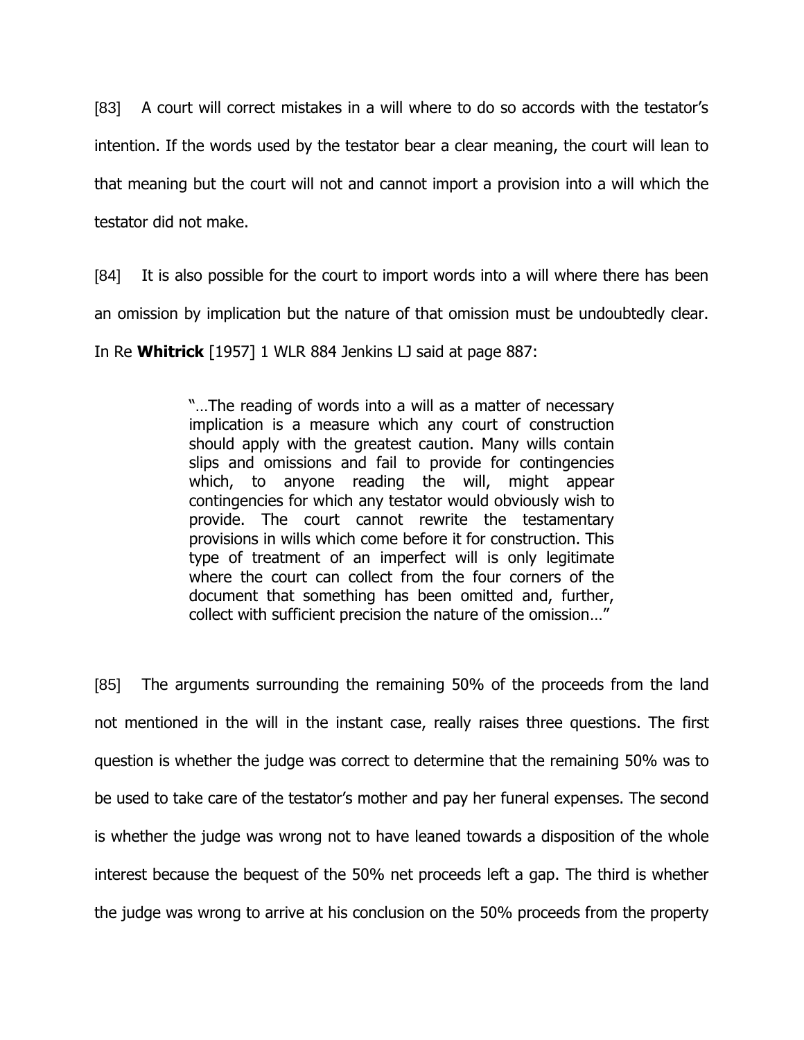[83] A court will correct mistakes in a will where to do so accords with the testator's intention. If the words used by the testator bear a clear meaning, the court will lean to that meaning but the court will not and cannot import a provision into a will which the testator did not make.

[84] It is also possible for the court to import words into a will where there has been an omission by implication but the nature of that omission must be undoubtedly clear. In Re **Whitrick** [1957] 1 WLR 884 Jenkins LJ said at page 887:

> "…The reading of words into a will as a matter of necessary implication is a measure which any court of construction should apply with the greatest caution. Many wills contain slips and omissions and fail to provide for contingencies which, to anyone reading the will, might appear contingencies for which any testator would obviously wish to provide. The court cannot rewrite the testamentary provisions in wills which come before it for construction. This type of treatment of an imperfect will is only legitimate where the court can collect from the four corners of the document that something has been omitted and, further, collect with sufficient precision the nature of the omission…"

[85] The arguments surrounding the remaining 50% of the proceeds from the land not mentioned in the will in the instant case, really raises three questions. The first question is whether the judge was correct to determine that the remaining 50% was to be used to take care of the testator's mother and pay her funeral expenses. The second is whether the judge was wrong not to have leaned towards a disposition of the whole interest because the bequest of the 50% net proceeds left a gap. The third is whether the judge was wrong to arrive at his conclusion on the 50% proceeds from the property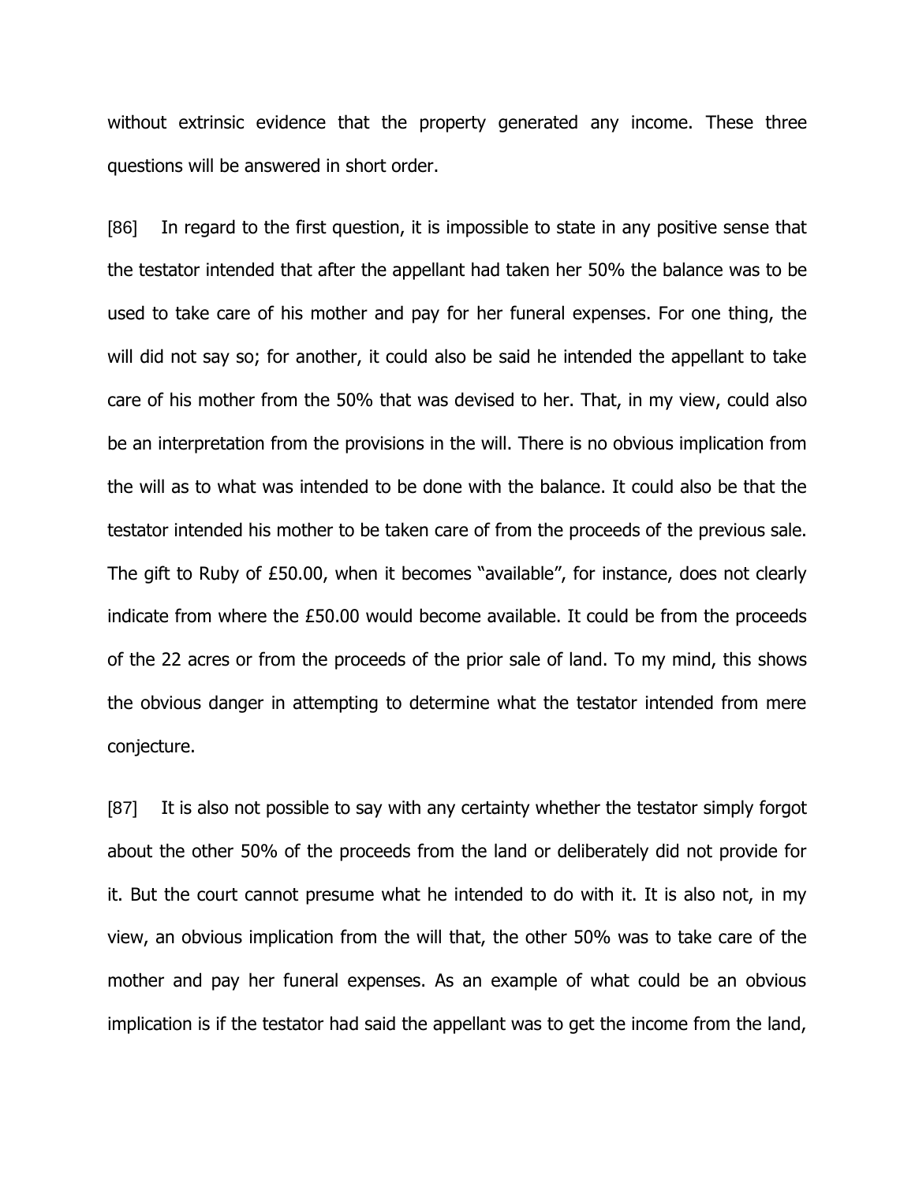without extrinsic evidence that the property generated any income. These three questions will be answered in short order.

[86] In regard to the first question, it is impossible to state in any positive sense that the testator intended that after the appellant had taken her 50% the balance was to be used to take care of his mother and pay for her funeral expenses. For one thing, the will did not say so; for another, it could also be said he intended the appellant to take care of his mother from the 50% that was devised to her. That, in my view, could also be an interpretation from the provisions in the will. There is no obvious implication from the will as to what was intended to be done with the balance. It could also be that the testator intended his mother to be taken care of from the proceeds of the previous sale. The gift to Ruby of £50.00, when it becomes "available", for instance, does not clearly indicate from where the £50.00 would become available. It could be from the proceeds of the 22 acres or from the proceeds of the prior sale of land. To my mind, this shows the obvious danger in attempting to determine what the testator intended from mere conjecture.

[87] It is also not possible to say with any certainty whether the testator simply forgot about the other 50% of the proceeds from the land or deliberately did not provide for it. But the court cannot presume what he intended to do with it. It is also not, in my view, an obvious implication from the will that, the other 50% was to take care of the mother and pay her funeral expenses. As an example of what could be an obvious implication is if the testator had said the appellant was to get the income from the land,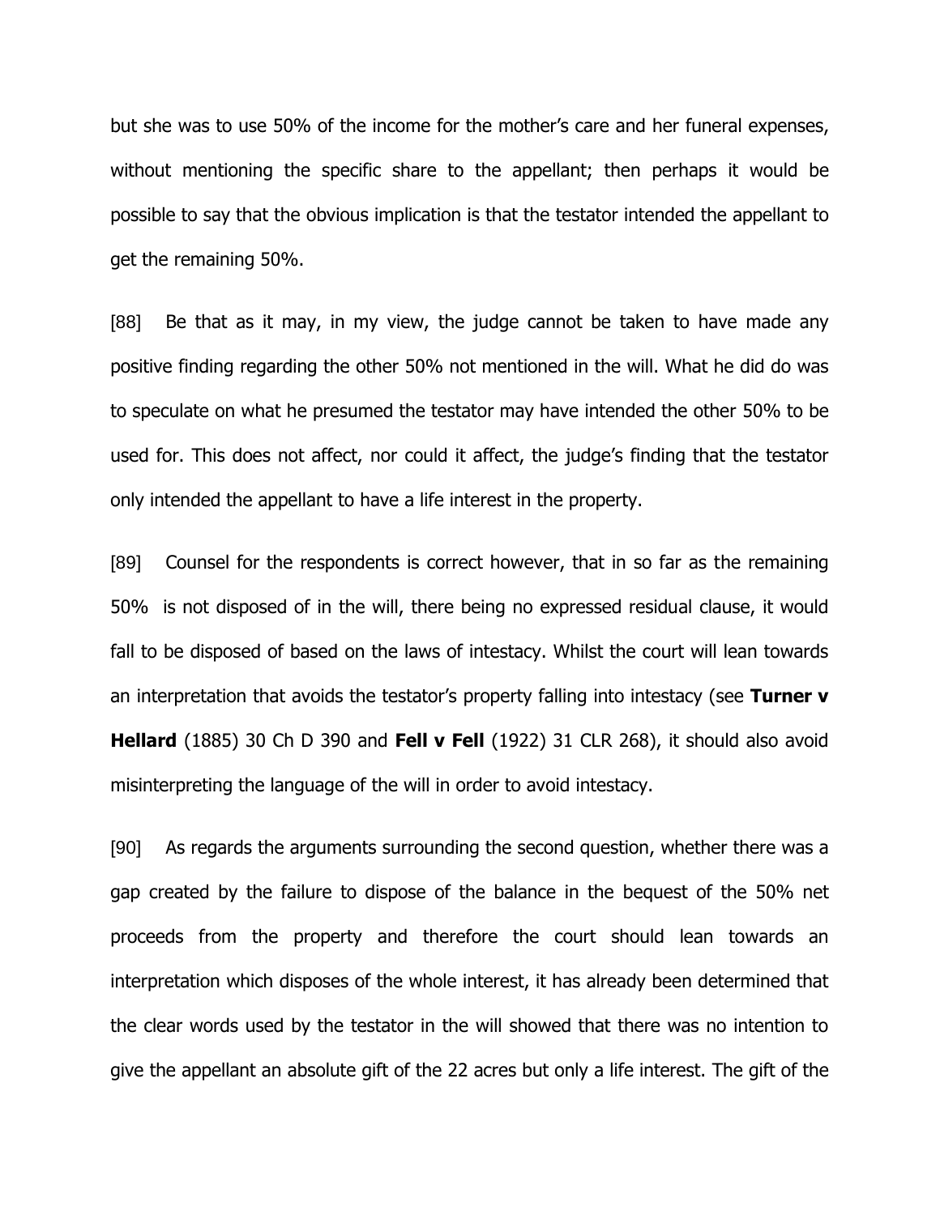but she was to use 50% of the income for the mother's care and her funeral expenses, without mentioning the specific share to the appellant; then perhaps it would be possible to say that the obvious implication is that the testator intended the appellant to get the remaining 50%.

[88] Be that as it may, in my view, the judge cannot be taken to have made any positive finding regarding the other 50% not mentioned in the will. What he did do was to speculate on what he presumed the testator may have intended the other 50% to be used for. This does not affect, nor could it affect, the judge's finding that the testator only intended the appellant to have a life interest in the property.

[89] Counsel for the respondents is correct however, that in so far as the remaining 50% is not disposed of in the will, there being no expressed residual clause, it would fall to be disposed of based on the laws of intestacy. Whilst the court will lean towards an interpretation that avoids the testator's property falling into intestacy (see **Turner v Hellard** (1885) 30 Ch D 390 and **Fell v Fell** (1922) 31 CLR 268), it should also avoid misinterpreting the language of the will in order to avoid intestacy.

[90] As regards the arguments surrounding the second question, whether there was a gap created by the failure to dispose of the balance in the bequest of the 50% net proceeds from the property and therefore the court should lean towards an interpretation which disposes of the whole interest, it has already been determined that the clear words used by the testator in the will showed that there was no intention to give the appellant an absolute gift of the 22 acres but only a life interest. The gift of the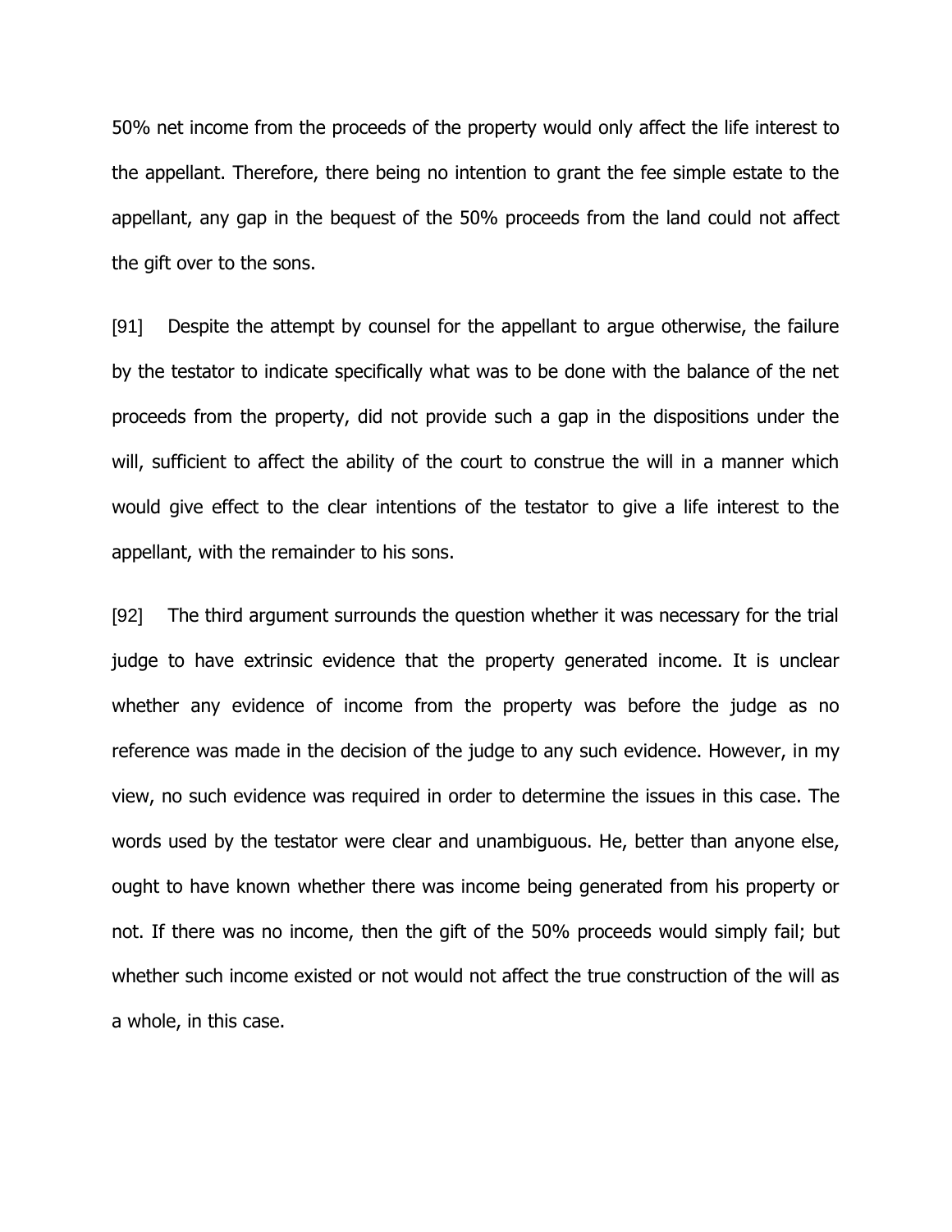50% net income from the proceeds of the property would only affect the life interest to the appellant. Therefore, there being no intention to grant the fee simple estate to the appellant, any gap in the bequest of the 50% proceeds from the land could not affect the gift over to the sons.

[91] Despite the attempt by counsel for the appellant to argue otherwise, the failure by the testator to indicate specifically what was to be done with the balance of the net proceeds from the property, did not provide such a gap in the dispositions under the will, sufficient to affect the ability of the court to construe the will in a manner which would give effect to the clear intentions of the testator to give a life interest to the appellant, with the remainder to his sons.

[92] The third argument surrounds the question whether it was necessary for the trial judge to have extrinsic evidence that the property generated income. It is unclear whether any evidence of income from the property was before the judge as no reference was made in the decision of the judge to any such evidence. However, in my view, no such evidence was required in order to determine the issues in this case. The words used by the testator were clear and unambiguous. He, better than anyone else, ought to have known whether there was income being generated from his property or not. If there was no income, then the gift of the 50% proceeds would simply fail; but whether such income existed or not would not affect the true construction of the will as a whole, in this case.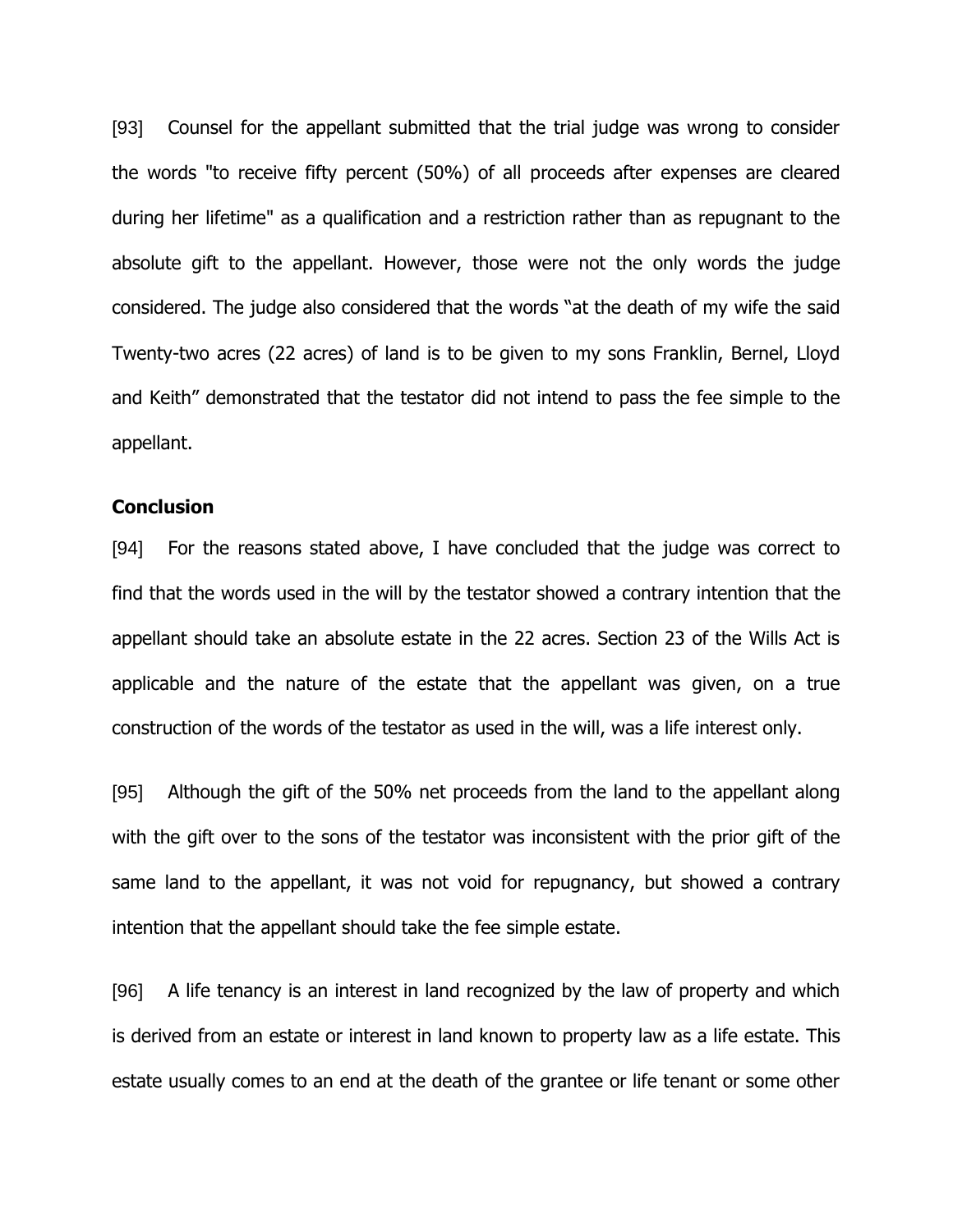[93] Counsel for the appellant submitted that the trial judge was wrong to consider the words "to receive fifty percent (50%) of all proceeds after expenses are cleared during her lifetime" as a qualification and a restriction rather than as repugnant to the absolute gift to the appellant. However, those were not the only words the judge considered. The judge also considered that the words "at the death of my wife the said Twenty-two acres (22 acres) of land is to be given to my sons Franklin, Bernel, Lloyd and Keith" demonstrated that the testator did not intend to pass the fee simple to the appellant.

**Conclusion**

[94] For the reasons stated above, I have concluded that the judge was correct to find that the words used in the will by the testator showed a contrary intention that the appellant should take an absolute estate in the 22 acres. Section 23 of the Wills Act is applicable and the nature of the estate that the appellant was given, on a true construction of the words of the testator as used in the will, was a life interest only.

[95] Although the gift of the 50% net proceeds from the land to the appellant along with the gift over to the sons of the testator was inconsistent with the prior gift of the same land to the appellant, it was not void for repugnancy, but showed a contrary intention that the appellant should take the fee simple estate.

[96] A life tenancy is an interest in land recognized by the law of property and which is derived from an estate or interest in land known to property law as a life estate. This estate usually comes to an end at the death of the grantee or life tenant or some other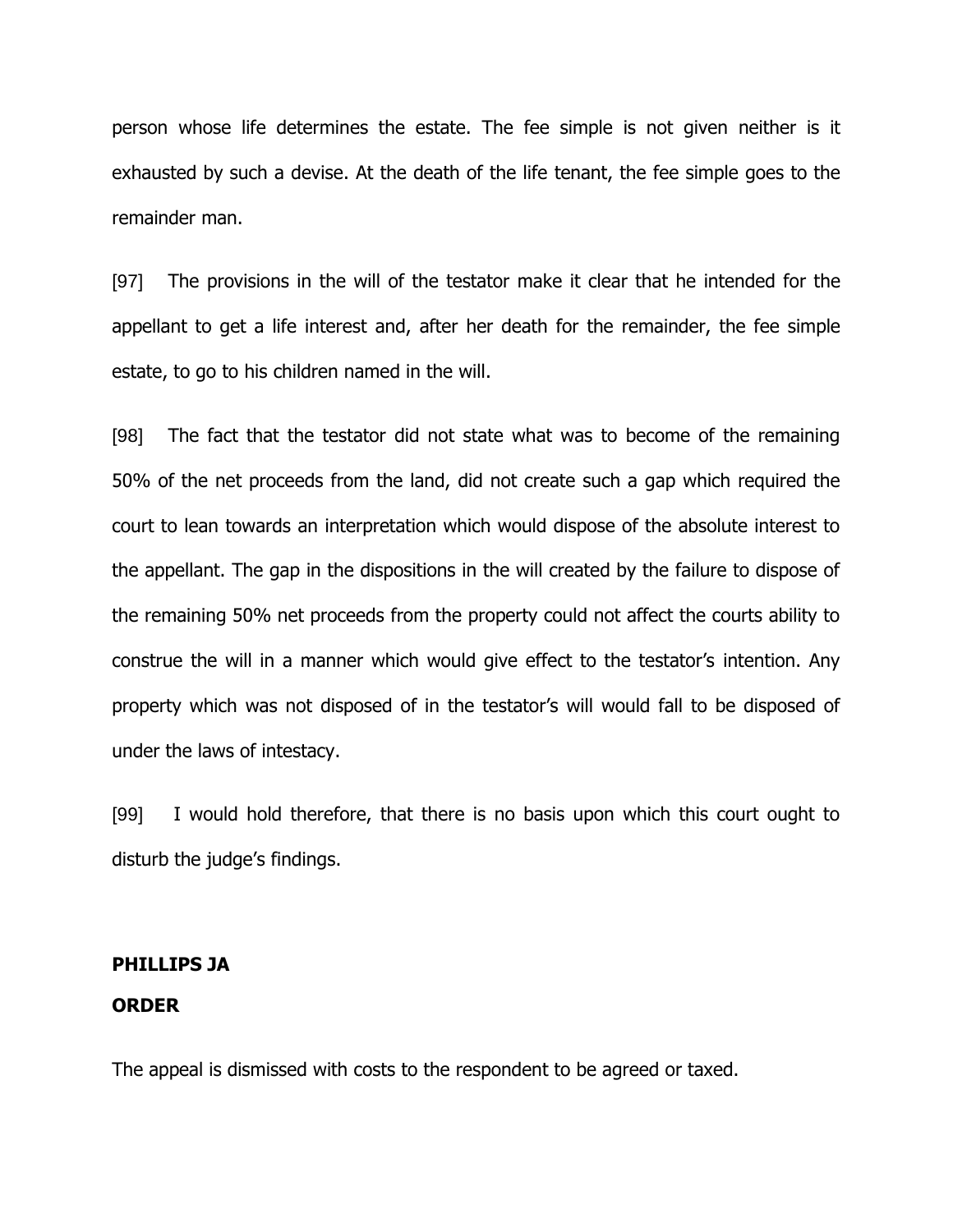person whose life determines the estate. The fee simple is not given neither is it exhausted by such a devise. At the death of the life tenant, the fee simple goes to the remainder man.

[97] The provisions in the will of the testator make it clear that he intended for the appellant to get a life interest and, after her death for the remainder, the fee simple estate, to go to his children named in the will.

[98] The fact that the testator did not state what was to become of the remaining 50% of the net proceeds from the land, did not create such a gap which required the court to lean towards an interpretation which would dispose of the absolute interest to the appellant. The gap in the dispositions in the will created by the failure to dispose of the remaining 50% net proceeds from the property could not affect the courts ability to construe the will in a manner which would give effect to the testator's intention. Any property which was not disposed of in the testator's will would fall to be disposed of under the laws of intestacy.

[99] I would hold therefore, that there is no basis upon which this court ought to disturb the judge's findings.

**PHILLIPS JA**

**ORDER**

The appeal is dismissed with costs to the respondent to be agreed or taxed.